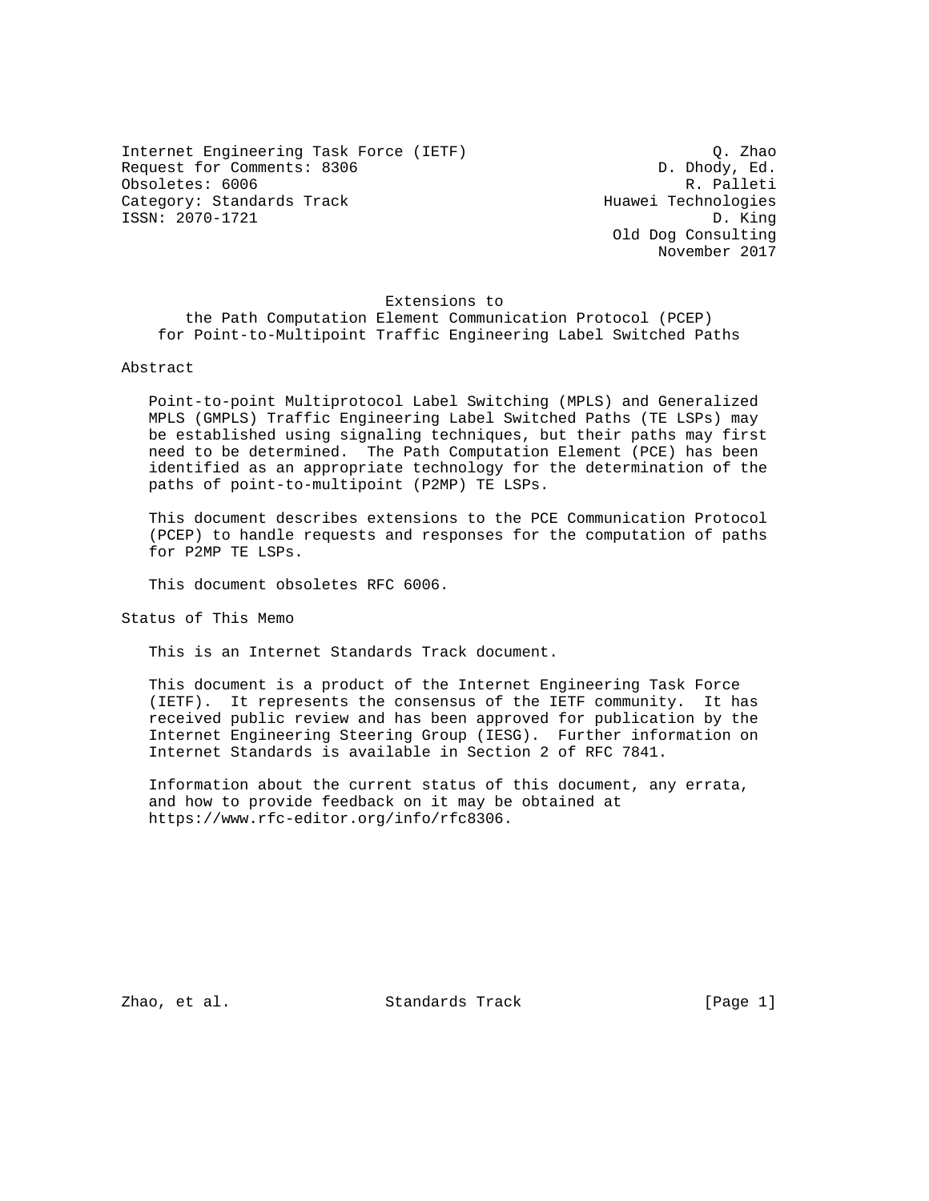Internet Engineering Task Force (IETF) Q. Zhao
Request for Comments: 8306 D. Dhody, Ed.
Obsoletes: 6006 R. Palleti
Category: Standards Track Huawei Technologies
ISSN: 2070-1721 D. King
Old Dog Consulting
November 2017

# Extensions to the Path Computation Element Communication Protocol (PCEP) for Point-to-Multipoint Traffic Engineering Label Switched Paths

## Abstract

Point-to-point Multiprotocol Label Switching (MPLS) and Generalized MPLS (GMPLS) Traffic Engineering Label Switched Paths (TE LSPs) may be established using signaling techniques, but their paths may first need to be determined. The Path Computation Element (PCE) has been identified as an appropriate technology for the determination of the paths of point-to-multipoint (P2MP) TE LSPs.

This document describes extensions to the PCE Communication Protocol (PCEP) to handle requests and responses for the computation of paths for P2MP TE LSPs.

This document obsoletes RFC 6006.

## Status of This Memo

This is an Internet Standards Track document.

This document is a product of the Internet Engineering Task Force (IETF). It represents the consensus of the IETF community. It has received public review and has been approved for publication by the Internet Engineering Steering Group (IESG). Further information on Internet Standards is available in Section 2 of RFC 7841.

Information about the current status of this document, any errata, and how to provide feedback on it may be obtained at https://www.rfc-editor.org/info/rfc8306.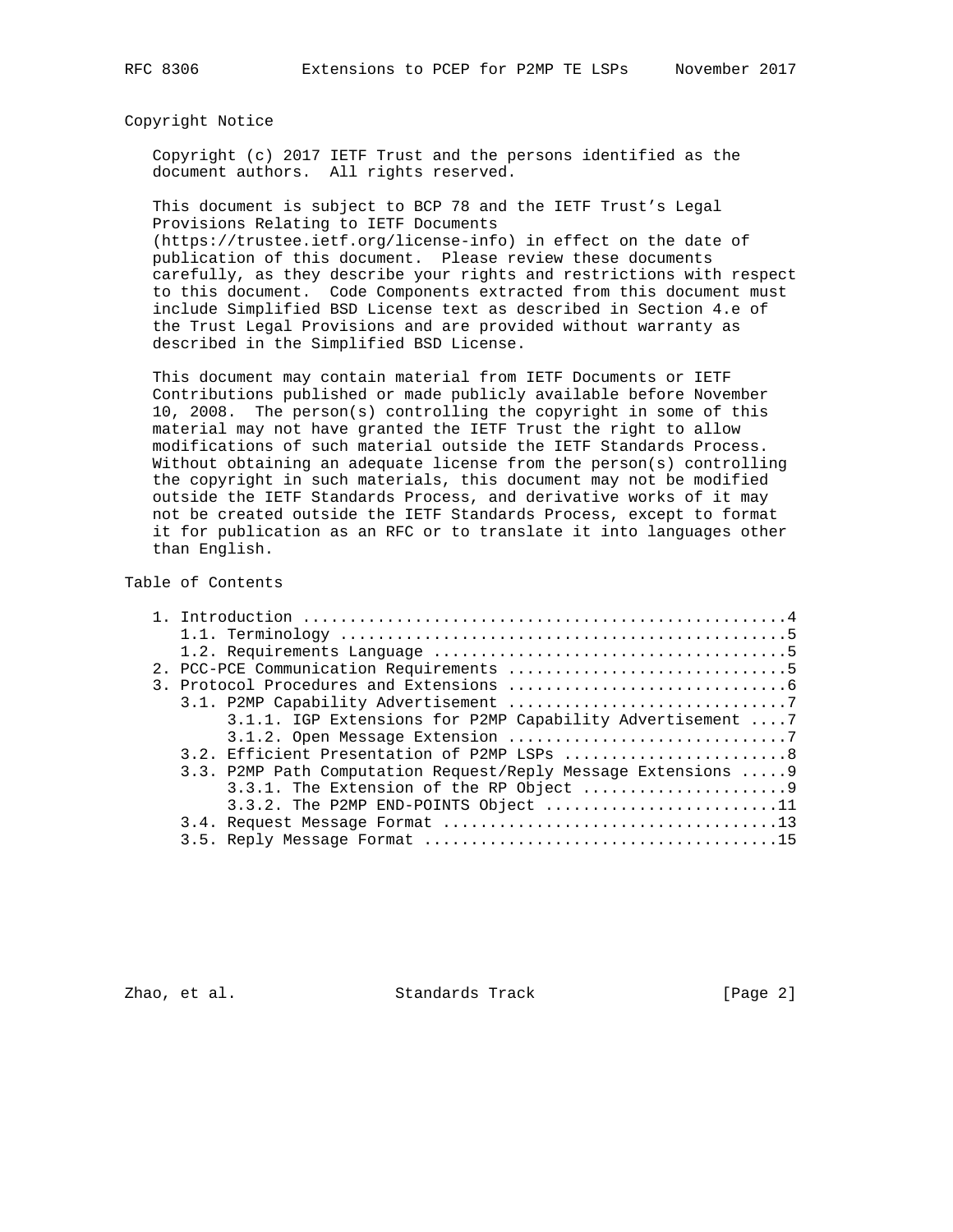## Copyright Notice

Copyright (c) 2017 IETF Trust and the persons identified as the document authors. All rights reserved.

This document is subject to BCP 78 and the IETF Trust's Legal Provisions Relating to IETF Documents (https://trustee.ietf.org/license-info) in effect on the date of publication of this document. Please review these documents carefully, as they describe your rights and restrictions with respect to this document. Code Components extracted from this document must include Simplified BSD License text as described in Section 4.e of the Trust Legal Provisions and are provided without warranty as described in the Simplified BSD License.

This document may contain material from IETF Documents or IETF Contributions published or made publicly available before November 10, 2008. The person(s) controlling the copyright in some of this material may not have granted the IETF Trust the right to allow modifications of such material outside the IETF Standards Process. Without obtaining an adequate license from the person(s) controlling the copyright in such materials, this document may not be modified outside the IETF Standards Process, and derivative works of it may not be created outside the IETF Standards Process, except to format it for publication as an RFC or to translate it into languages other than English.

## Table of Contents

```
   1. Introduction ....................................................4
      1.1. Terminology ................................................5
      1.2. Requirements Language ......................................5
   2. PCC-PCE Communication Requirements ..............................5
   3. Protocol Procedures and Extensions ..............................6
      3.1. P2MP Capability Advertisement ..............................7
           3.1.1. IGP Extensions for P2MP Capability Advertisement ....7
           3.1.2. Open Message Extension ..............................7
      3.2. Efficient Presentation of P2MP LSPs ........................8
      3.3. P2MP Path Computation Request/Reply Message Extensions .....9
           3.3.1. The Extension of the RP Object ......................9
           3.3.2. The P2MP END-POINTS Object .........................11
      3.4. Request Message Format ....................................13
      3.5. Reply Message Format ......................................15
```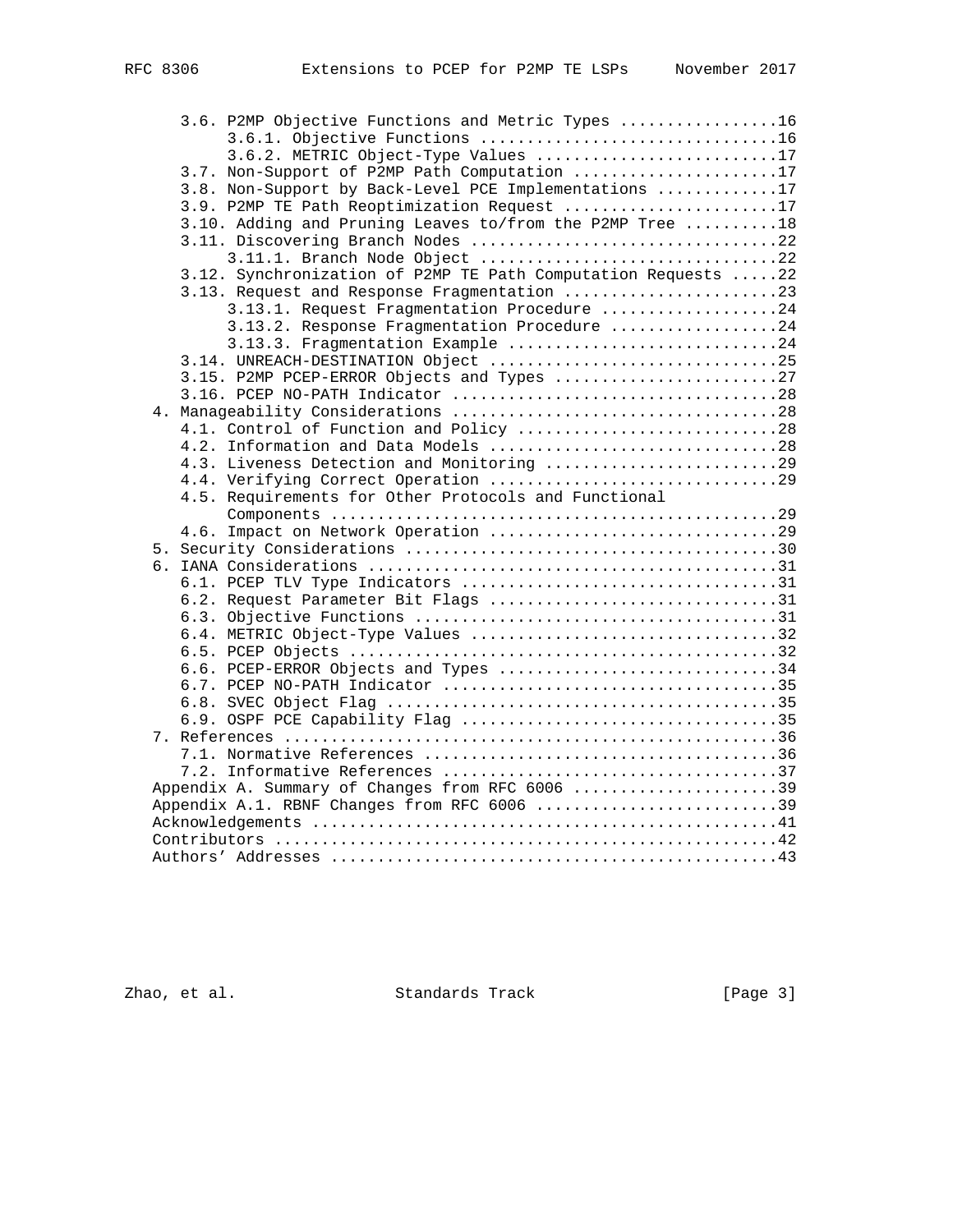3.6. P2MP Objective Functions and Metric Types .................16
   3.6.1. Objective Functions ................................16
   3.6.2. METRIC Object-Type Values ..........................17
3.7. Non-Support of P2MP Path Computation ......................17
3.8. Non-Support by Back-Level PCE Implementations .............17
3.9. P2MP TE Path Reoptimization Request .......................17
3.10. Adding and Pruning Leaves to/from the P2MP Tree ..........18
3.11. Discovering Branch Nodes .................................22
   3.11.1. Branch Node Object ................................22
3.12. Synchronization of P2MP TE Path Computation Requests .....22
3.13. Request and Response Fragmentation .......................23
   3.13.1. Request Fragmentation Procedure ...................24
   3.13.2. Response Fragmentation Procedure ..................24
   3.13.3. Fragmentation Example .............................24
3.14. UNREACH-DESTINATION Object ...............................25
3.15. P2MP PCEP-ERROR Objects and Types ........................27
3.16. PCEP NO-PATH Indicator ...................................28
4. Manageability Considerations ..................................28
4.1. Control of Function and Policy ............................28
4.2. Information and Data Models ...............................28
4.3. Liveness Detection and Monitoring .........................29
4.4. Verifying Correct Operation ...............................29
4.5. Requirements for Other Protocols and Functional Components ................................................29
4.6. Impact on Network Operation ...............................29
5. Security Considerations .......................................30
6. IANA Considerations ...........................................31
6.1. PCEP TLV Type Indicators ..................................31
6.2. Request Parameter Bit Flags ...............................31
6.3. Objective Functions .......................................31
6.4. METRIC Object-Type Values .................................32
6.5. PCEP Objects ..............................................32
6.6. PCEP-ERROR Objects and Types ..............................34
6.7. PCEP NO-PATH Indicator ....................................35
6.8. SVEC Object Flag ..........................................35
6.9. OSPF PCE Capability Flag ..................................35
7. References ....................................................36
7.1. Normative References ......................................36
7.2. Informative References ....................................37
Appendix A. Summary of Changes from RFC 6006 ......................39
Appendix A.1. RBNF Changes from RFC 6006 ..........................39
Acknowledgements .................................................41
Contributors .....................................................42
Authors' Addresses ...............................................43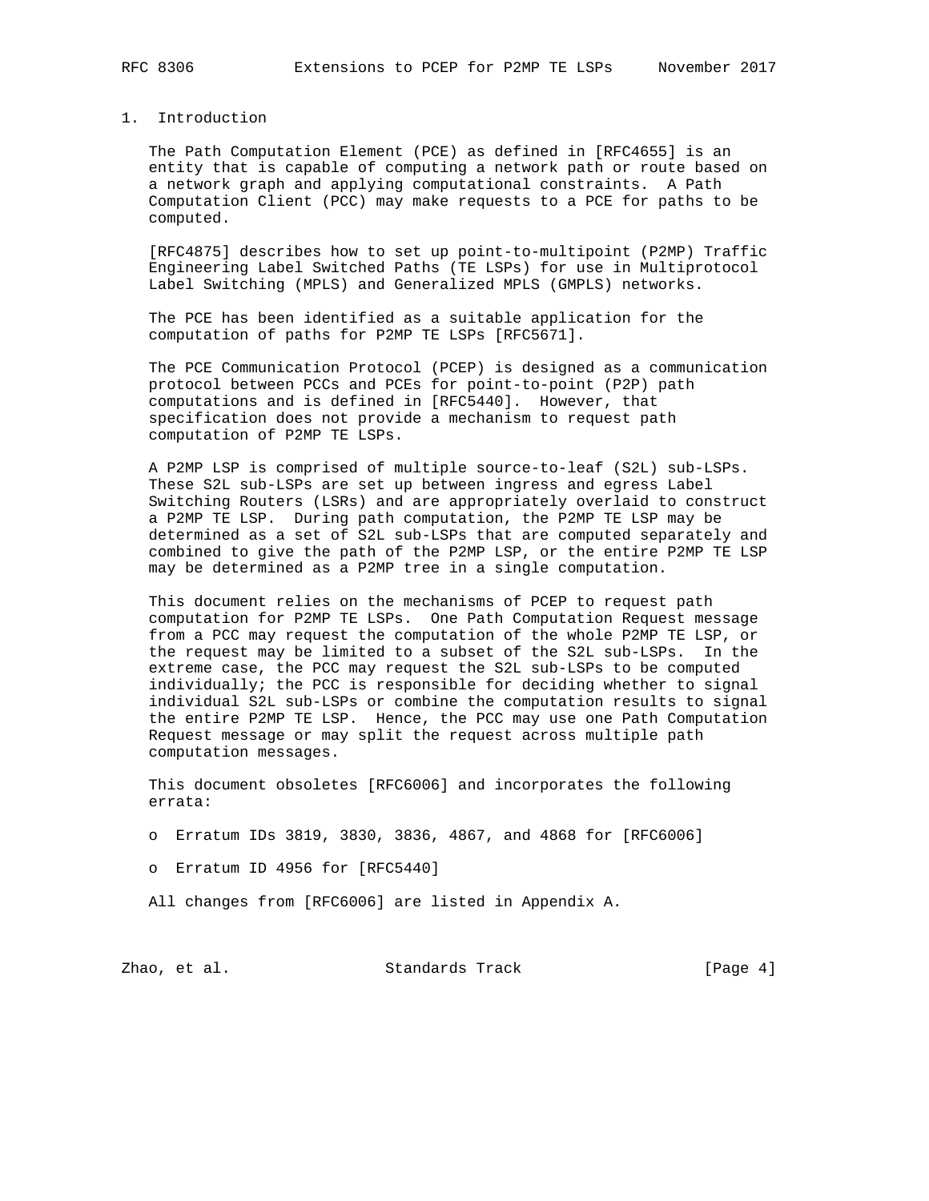# 1. Introduction

The Path Computation Element (PCE) as defined in [RFC4655] is an entity that is capable of computing a network path or route based on a network graph and applying computational constraints. A Path Computation Client (PCC) may make requests to a PCE for paths to be computed.

[RFC4875] describes how to set up point-to-multipoint (P2MP) Traffic Engineering Label Switched Paths (TE LSPs) for use in Multiprotocol Label Switching (MPLS) and Generalized MPLS (GMPLS) networks.

The PCE has been identified as a suitable application for the computation of paths for P2MP TE LSPs [RFC5671].

The PCE Communication Protocol (PCEP) is designed as a communication protocol between PCCs and PCEs for point-to-point (P2P) path computations and is defined in [RFC5440]. However, that specification does not provide a mechanism to request path computation of P2MP TE LSPs.

A P2MP LSP is comprised of multiple source-to-leaf (S2L) sub-LSPs. These S2L sub-LSPs are set up between ingress and egress Label Switching Routers (LSRs) and are appropriately overlaid to construct a P2MP TE LSP. During path computation, the P2MP TE LSP may be determined as a set of S2L sub-LSPs that are computed separately and combined to give the path of the P2MP LSP, or the entire P2MP TE LSP may be determined as a P2MP tree in a single computation.

This document relies on the mechanisms of PCEP to request path computation for P2MP TE LSPs. One Path Computation Request message from a PCC may request the computation of the whole P2MP TE LSP, or the request may be limited to a subset of the S2L sub-LSPs. In the extreme case, the PCC may request the S2L sub-LSPs to be computed individually; the PCC is responsible for deciding whether to signal individual S2L sub-LSPs or combine the computation results to signal the entire P2MP TE LSP. Hence, the PCC may use one Path Computation Request message or may split the request across multiple path computation messages.

This document obsoletes [RFC6006] and incorporates the following errata:

- Erratum IDs 3819, 3830, 3836, 4867, and 4868 for [RFC6006]
- Erratum ID 4956 for [RFC5440]

All changes from [RFC6006] are listed in Appendix A.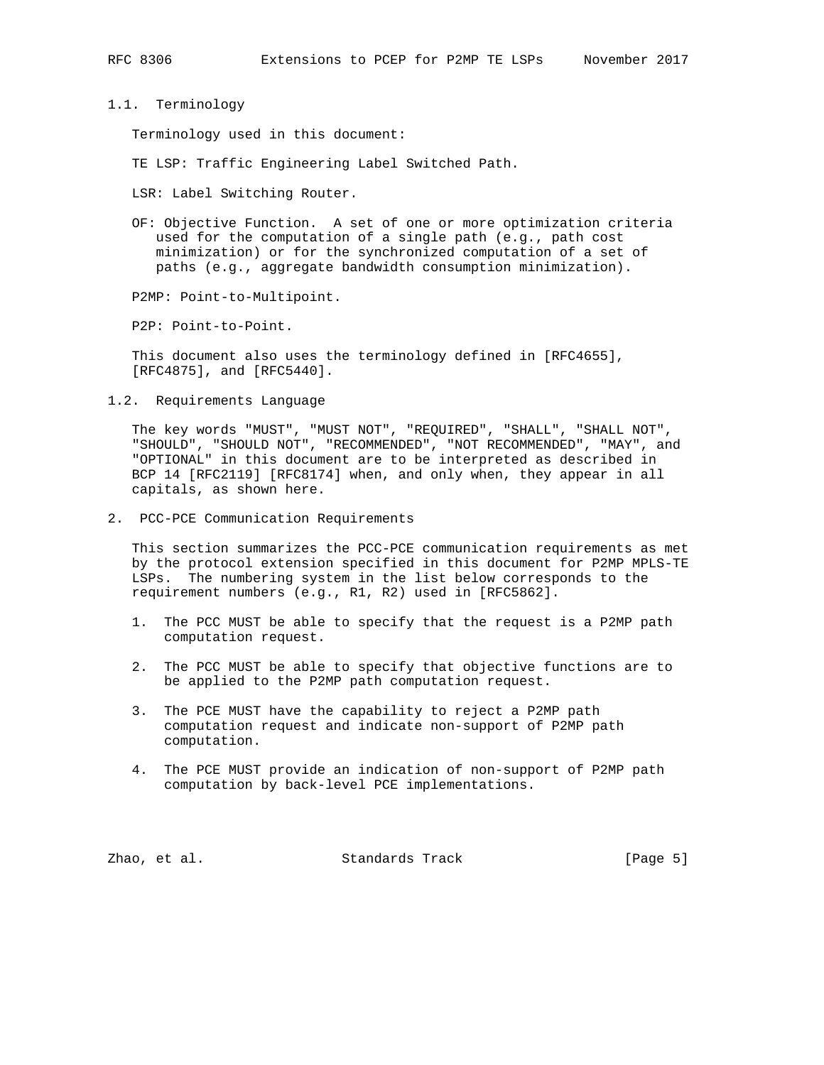### 1.1. Terminology

Terminology used in this document:

TE LSP: Traffic Engineering Label Switched Path.

LSR: Label Switching Router.

OF: Objective Function. A set of one or more optimization criteria used for the computation of a single path (e.g., path cost minimization) or for the synchronized computation of a set of paths (e.g., aggregate bandwidth consumption minimization).

P2MP: Point-to-Multipoint.

P2P: Point-to-Point.

This document also uses the terminology defined in [RFC4655], [RFC4875], and [RFC5440].

### 1.2. Requirements Language

The key words "MUST", "MUST NOT", "REQUIRED", "SHALL", "SHALL NOT", "SHOULD", "SHOULD NOT", "RECOMMENDED", "NOT RECOMMENDED", "MAY", and "OPTIONAL" in this document are to be interpreted as described in BCP 14 [RFC2119] [RFC8174] when, and only when, they appear in all capitals, as shown here.

## 2. PCC-PCE Communication Requirements

This section summarizes the PCC-PCE communication requirements as met by the protocol extension specified in this document for P2MP MPLS-TE LSPs. The numbering system in the list below corresponds to the requirement numbers (e.g., R1, R2) used in [RFC5862].

1. The PCC MUST be able to specify that the request is a P2MP path computation request.

2. The PCC MUST be able to specify that objective functions are to be applied to the P2MP path computation request.

3. The PCE MUST have the capability to reject a P2MP path computation request and indicate non-support of P2MP path computation.

4. The PCE MUST provide an indication of non-support of P2MP path computation by back-level PCE implementations.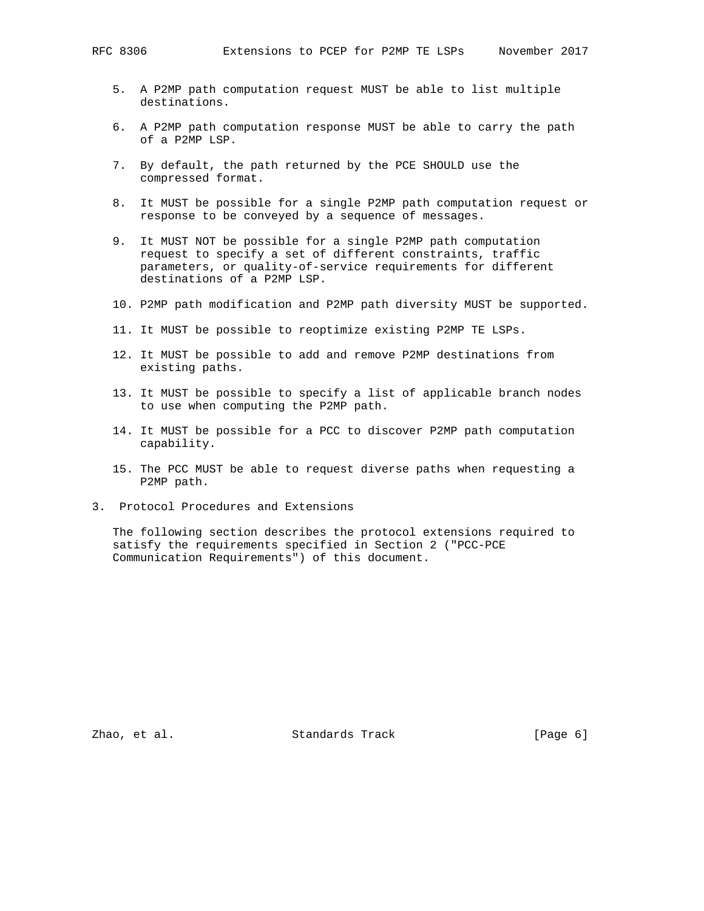5. A P2MP path computation request MUST be able to list multiple destinations.

6. A P2MP path computation response MUST be able to carry the path of a P2MP LSP.

7. By default, the path returned by the PCE SHOULD use the compressed format.

8. It MUST be possible for a single P2MP path computation request or response to be conveyed by a sequence of messages.

9. It MUST NOT be possible for a single P2MP path computation request to specify a set of different constraints, traffic parameters, or quality-of-service requirements for different destinations of a P2MP LSP.

10. P2MP path modification and P2MP path diversity MUST be supported.

11. It MUST be possible to reoptimize existing P2MP TE LSPs.

12. It MUST be possible to add and remove P2MP destinations from existing paths.

13. It MUST be possible to specify a list of applicable branch nodes to use when computing the P2MP path.

14. It MUST be possible for a PCC to discover P2MP path computation capability.

15. The PCC MUST be able to request diverse paths when requesting a P2MP path.

## 3. Protocol Procedures and Extensions

The following section describes the protocol extensions required to satisfy the requirements specified in Section 2 ("PCC-PCE Communication Requirements") of this document.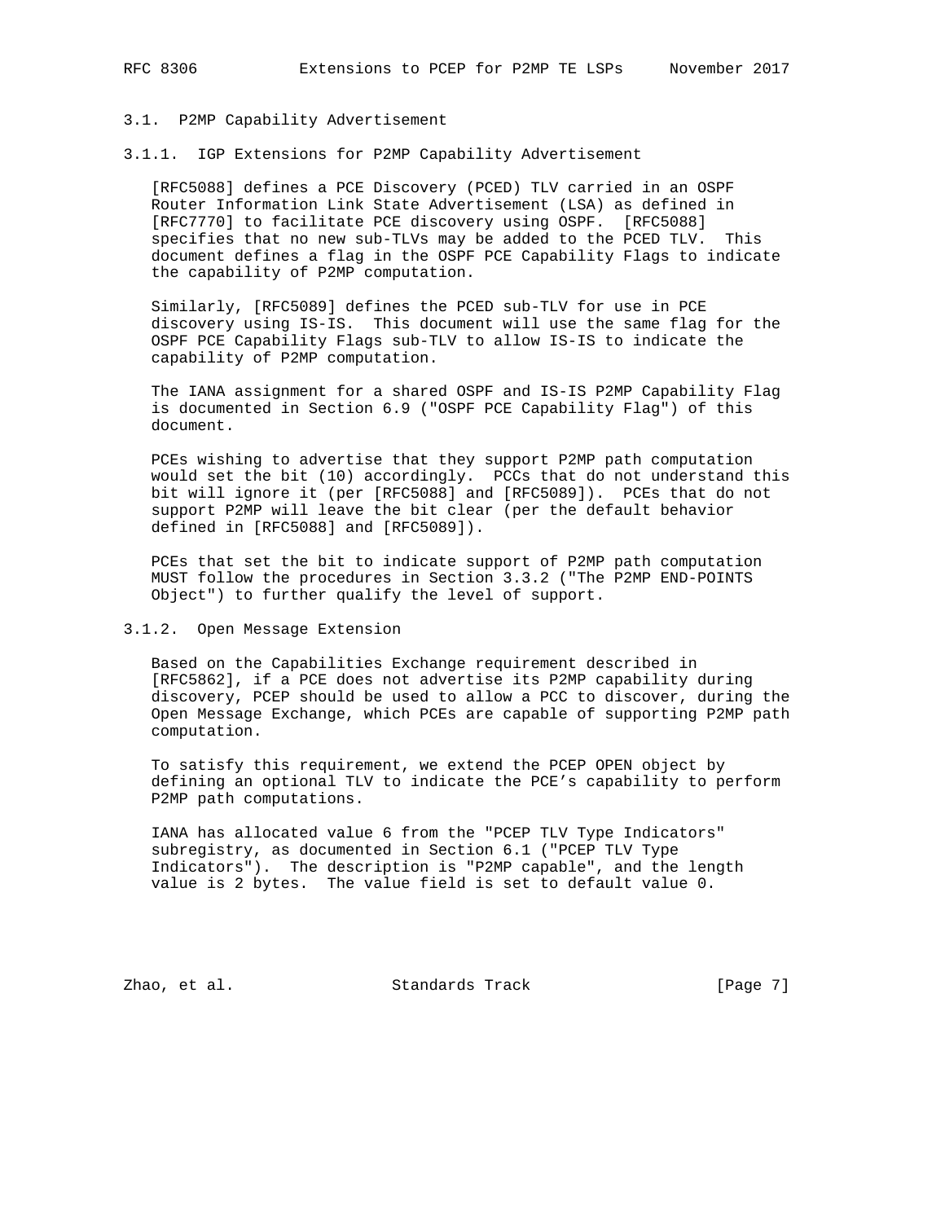## 3.1. P2MP Capability Advertisement

### 3.1.1. IGP Extensions for P2MP Capability Advertisement

[RFC5088] defines a PCE Discovery (PCED) TLV carried in an OSPF Router Information Link State Advertisement (LSA) as defined in [RFC7770] to facilitate PCE discovery using OSPF. [RFC5088] specifies that no new sub-TLVs may be added to the PCED TLV. This document defines a flag in the OSPF PCE Capability Flags to indicate the capability of P2MP computation.

Similarly, [RFC5089] defines the PCED sub-TLV for use in PCE discovery using IS-IS. This document will use the same flag for the OSPF PCE Capability Flags sub-TLV to allow IS-IS to indicate the capability of P2MP computation.

The IANA assignment for a shared OSPF and IS-IS P2MP Capability Flag is documented in Section 6.9 ("OSPF PCE Capability Flag") of this document.

PCEs wishing to advertise that they support P2MP path computation would set the bit (10) accordingly. PCCs that do not understand this bit will ignore it (per [RFC5088] and [RFC5089]). PCEs that do not support P2MP will leave the bit clear (per the default behavior defined in [RFC5088] and [RFC5089]).

PCEs that set the bit to indicate support of P2MP path computation MUST follow the procedures in Section 3.3.2 ("The P2MP END-POINTS Object") to further qualify the level of support.

### 3.1.2. Open Message Extension

Based on the Capabilities Exchange requirement described in [RFC5862], if a PCE does not advertise its P2MP capability during discovery, PCEP should be used to allow a PCC to discover, during the Open Message Exchange, which PCEs are capable of supporting P2MP path computation.

To satisfy this requirement, we extend the PCEP OPEN object by defining an optional TLV to indicate the PCE's capability to perform P2MP path computations.

IANA has allocated value 6 from the "PCEP TLV Type Indicators" subregistry, as documented in Section 6.1 ("PCEP TLV Type Indicators"). The description is "P2MP capable", and the length value is 2 bytes. The value field is set to default value 0.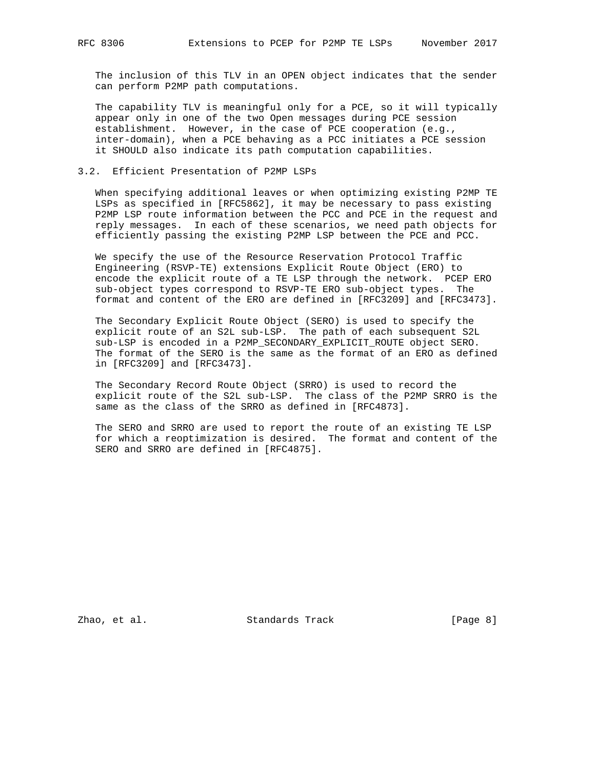The inclusion of this TLV in an OPEN object indicates that the sender can perform P2MP path computations.

The capability TLV is meaningful only for a PCE, so it will typically appear only in one of the two Open messages during PCE session establishment. However, in the case of PCE cooperation (e.g., inter-domain), when a PCE behaving as a PCC initiates a PCE session it SHOULD also indicate its path computation capabilities.

### 3.2. Efficient Presentation of P2MP LSPs

When specifying additional leaves or when optimizing existing P2MP TE LSPs as specified in [RFC5862], it may be necessary to pass existing P2MP LSP route information between the PCC and PCE in the request and reply messages. In each of these scenarios, we need path objects for efficiently passing the existing P2MP LSP between the PCE and PCC.

We specify the use of the Resource Reservation Protocol Traffic Engineering (RSVP-TE) extensions Explicit Route Object (ERO) to encode the explicit route of a TE LSP through the network. PCEP ERO sub-object types correspond to RSVP-TE ERO sub-object types. The format and content of the ERO are defined in [RFC3209] and [RFC3473].

The Secondary Explicit Route Object (SERO) is used to specify the explicit route of an S2L sub-LSP. The path of each subsequent S2L sub-LSP is encoded in a P2MP_SECONDARY_EXPLICIT_ROUTE object SERO. The format of the SERO is the same as the format of an ERO as defined in [RFC3209] and [RFC3473].

The Secondary Record Route Object (SRRO) is used to record the explicit route of the S2L sub-LSP. The class of the P2MP SRRO is the same as the class of the SRRO as defined in [RFC4873].

The SERO and SRRO are used to report the route of an existing TE LSP for which a reoptimization is desired. The format and content of the SERO and SRRO are defined in [RFC4875].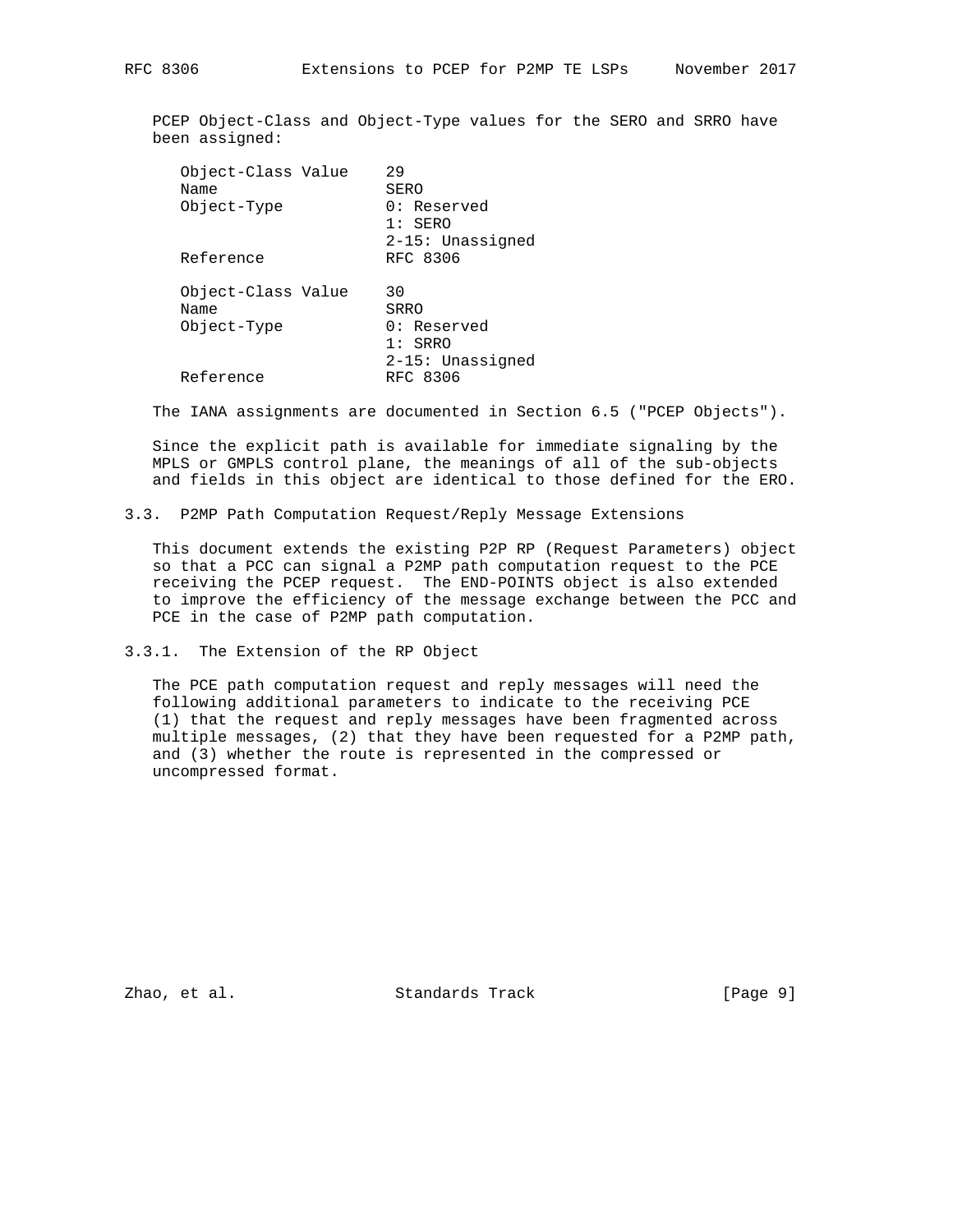PCEP Object-Class and Object-Type values for the SERO and SRRO have been assigned:

```
Object-Class Value    29
Name                  SERO
Object-Type           0: Reserved
                      1: SERO
                      2-15: Unassigned
Reference             RFC 8306

Object-Class Value    30
Name                  SRRO
Object-Type           0: Reserved
                      1: SRRO
                      2-15: Unassigned
Reference             RFC 8306
```

The IANA assignments are documented in Section 6.5 ("PCEP Objects").

Since the explicit path is available for immediate signaling by the MPLS or GMPLS control plane, the meanings of all of the sub-objects and fields in this object are identical to those defined for the ERO.

### 3.3. P2MP Path Computation Request/Reply Message Extensions

This document extends the existing P2P RP (Request Parameters) object so that a PCC can signal a P2MP path computation request to the PCE receiving the PCEP request. The END-POINTS object is also extended to improve the efficiency of the message exchange between the PCC and PCE in the case of P2MP path computation.

#### 3.3.1. The Extension of the RP Object

The PCE path computation request and reply messages will need the following additional parameters to indicate to the receiving PCE (1) that the request and reply messages have been fragmented across multiple messages, (2) that they have been requested for a P2MP path, and (3) whether the route is represented in the compressed or uncompressed format.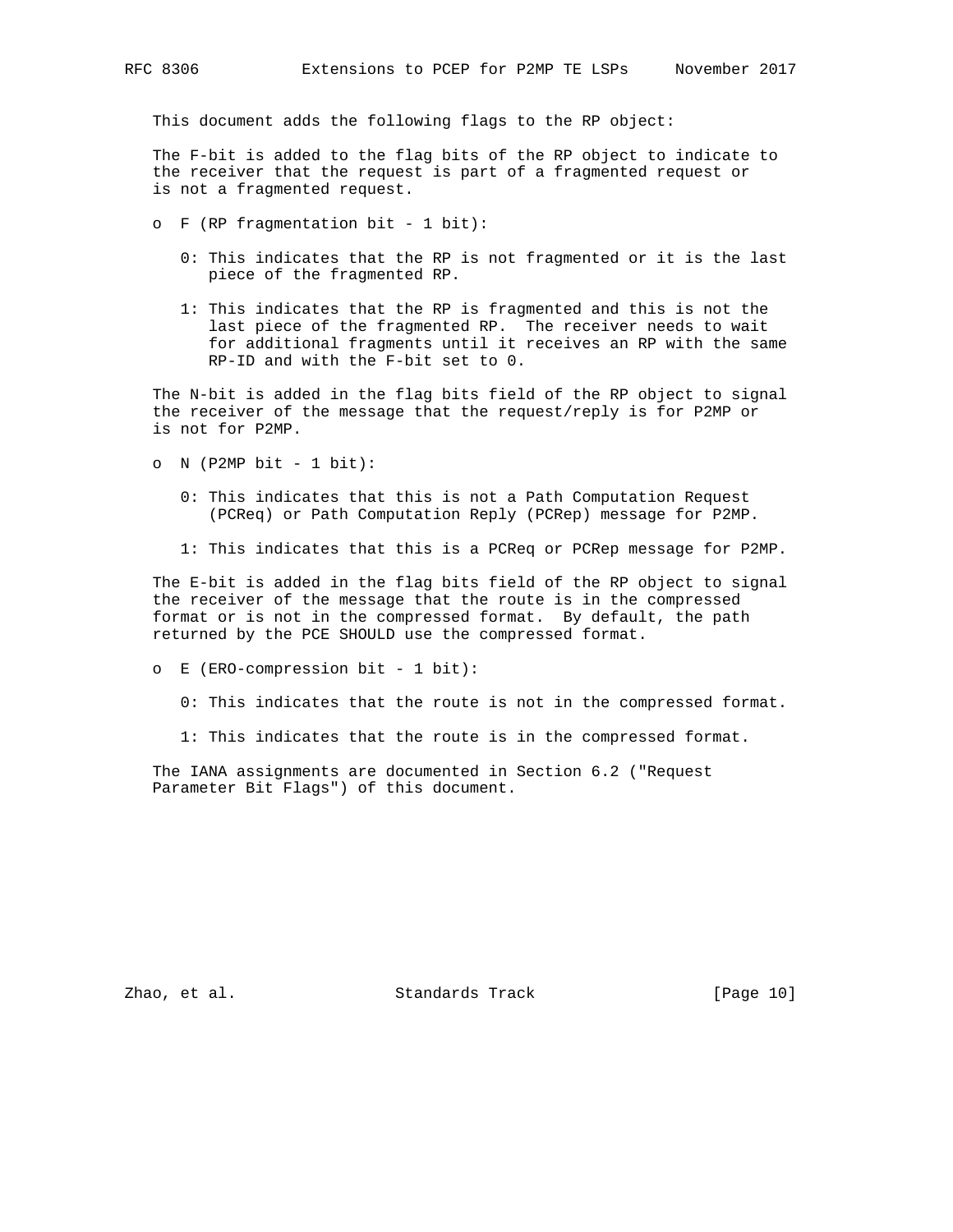This document adds the following flags to the RP object:

The F-bit is added to the flag bits of the RP object to indicate to the receiver that the request is part of a fragmented request or is not a fragmented request.

- F (RP fragmentation bit - 1 bit):

  0: This indicates that the RP is not fragmented or it is the last piece of the fragmented RP.

  1: This indicates that the RP is fragmented and this is not the last piece of the fragmented RP. The receiver needs to wait for additional fragments until it receives an RP with the same RP-ID and with the F-bit set to 0.

The N-bit is added in the flag bits field of the RP object to signal the receiver of the message that the request/reply is for P2MP or is not for P2MP.

- N (P2MP bit - 1 bit):

  0: This indicates that this is not a Path Computation Request (PCReq) or Path Computation Reply (PCRep) message for P2MP.

  1: This indicates that this is a PCReq or PCRep message for P2MP.

The E-bit is added in the flag bits field of the RP object to signal the receiver of the message that the route is in the compressed format or is not in the compressed format. By default, the path returned by the PCE SHOULD use the compressed format.

- E (ERO-compression bit - 1 bit):

  0: This indicates that the route is not in the compressed format.

  1: This indicates that the route is in the compressed format.

The IANA assignments are documented in Section 6.2 ("Request Parameter Bit Flags") of this document.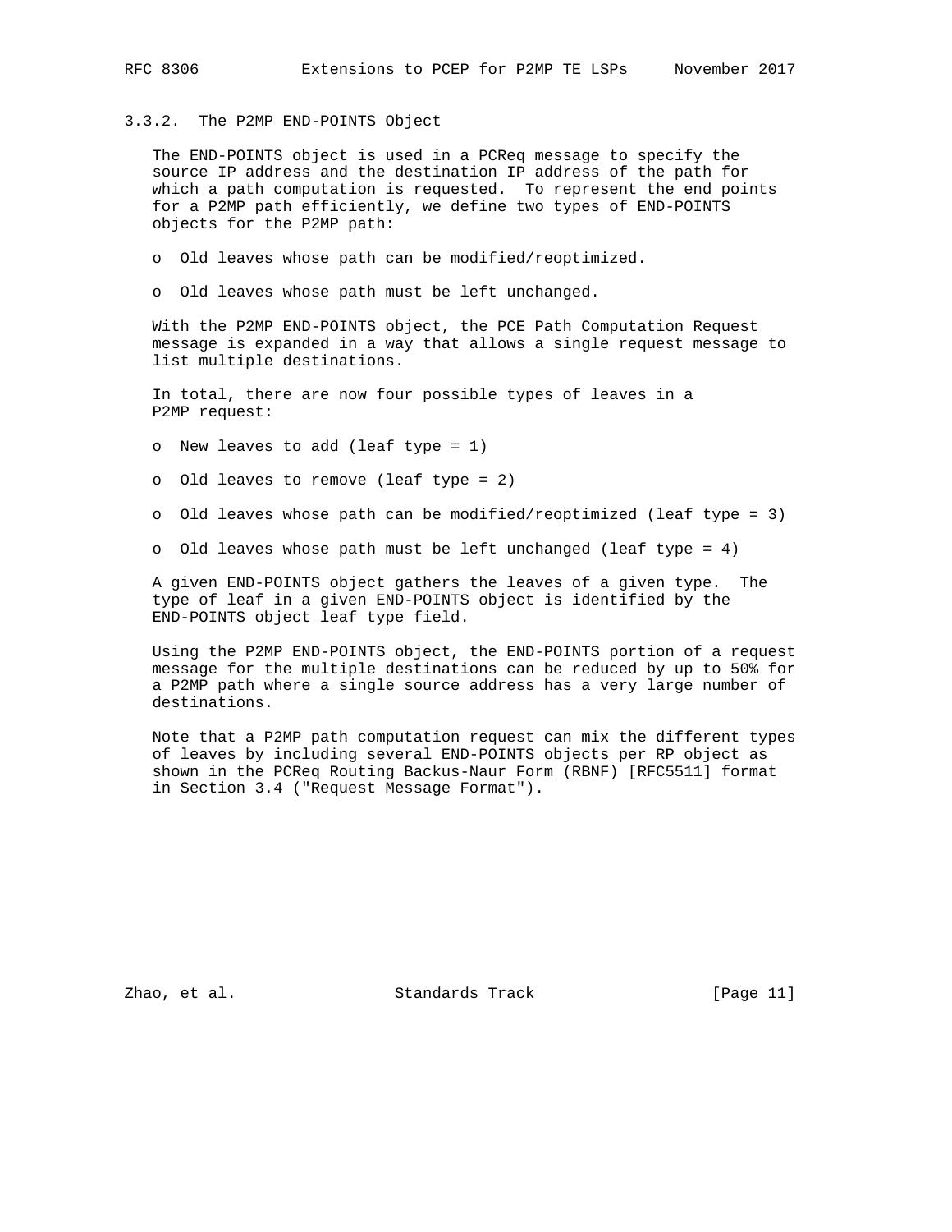### 3.3.2. The P2MP END-POINTS Object

The END-POINTS object is used in a PCReq message to specify the source IP address and the destination IP address of the path for which a path computation is requested. To represent the end points for a P2MP path efficiently, we define two types of END-POINTS objects for the P2MP path:

- Old leaves whose path can be modified/reoptimized.
- Old leaves whose path must be left unchanged.

With the P2MP END-POINTS object, the PCE Path Computation Request message is expanded in a way that allows a single request message to list multiple destinations.

In total, there are now four possible types of leaves in a P2MP request:

- New leaves to add (leaf type = 1)
- Old leaves to remove (leaf type = 2)
- Old leaves whose path can be modified/reoptimized (leaf type = 3)
- Old leaves whose path must be left unchanged (leaf type = 4)

A given END-POINTS object gathers the leaves of a given type. The type of leaf in a given END-POINTS object is identified by the END-POINTS object leaf type field.

Using the P2MP END-POINTS object, the END-POINTS portion of a request message for the multiple destinations can be reduced by up to 50% for a P2MP path where a single source address has a very large number of destinations.

Note that a P2MP path computation request can mix the different types of leaves by including several END-POINTS objects per RP object as shown in the PCReq Routing Backus-Naur Form (RBNF) [RFC5511] format in Section 3.4 ("Request Message Format").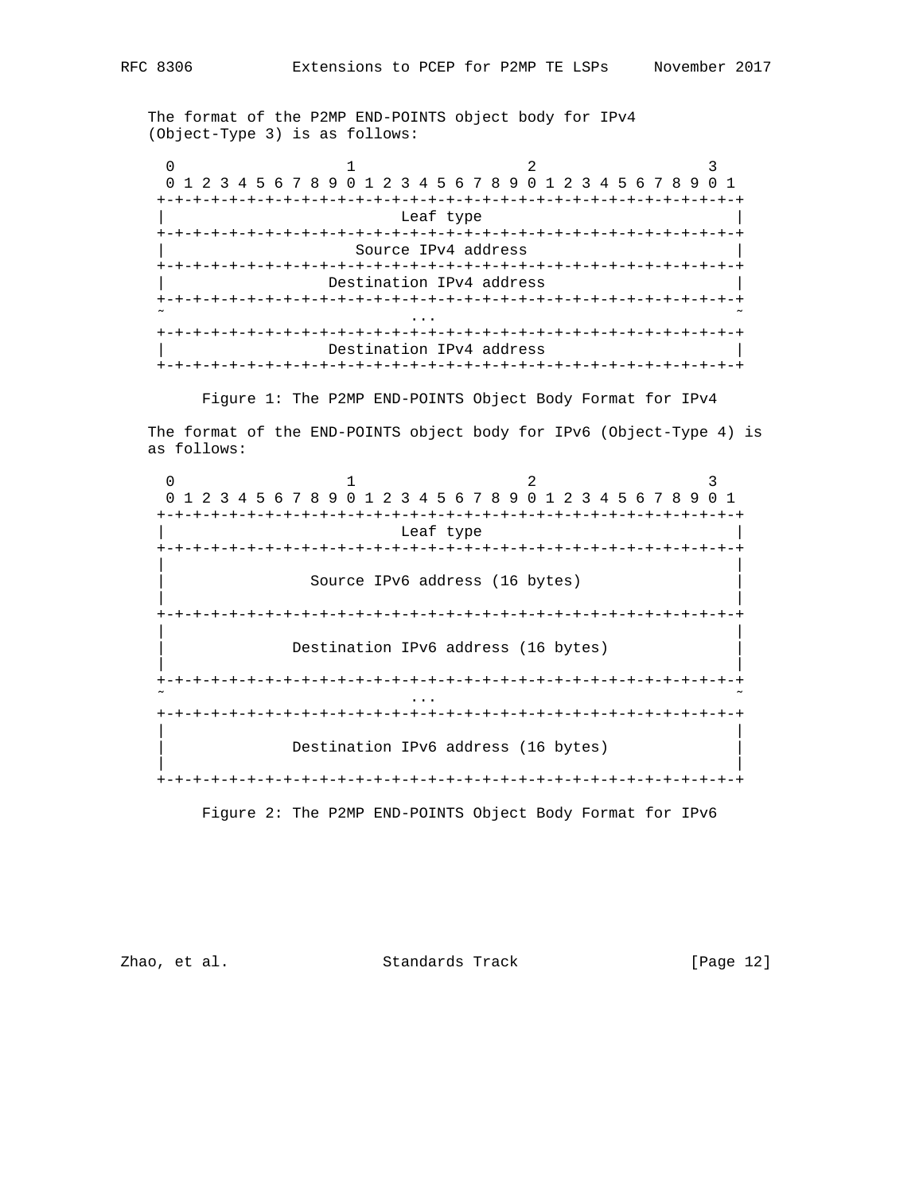The format of the P2MP END-POINTS object body for IPv4 (Object-Type 3) is as follows:

```
 0                   1                   2                   3
 0 1 2 3 4 5 6 7 8 9 0 1 2 3 4 5 6 7 8 9 0 1 2 3 4 5 6 7 8 9 0 1
+-+-+-+-+-+-+-+-+-+-+-+-+-+-+-+-+-+-+-+-+-+-+-+-+-+-+-+-+-+-+-+-+
|                           Leaf type                           |
+-+-+-+-+-+-+-+-+-+-+-+-+-+-+-+-+-+-+-+-+-+-+-+-+-+-+-+-+-+-+-+-+
|                     Source IPv4 address                       |
+-+-+-+-+-+-+-+-+-+-+-+-+-+-+-+-+-+-+-+-+-+-+-+-+-+-+-+-+-+-+-+-+
|                  Destination IPv4 address                     |
+-+-+-+-+-+-+-+-+-+-+-+-+-+-+-+-+-+-+-+-+-+-+-+-+-+-+-+-+-+-+-+-+
~                           ...                                 ~
+-+-+-+-+-+-+-+-+-+-+-+-+-+-+-+-+-+-+-+-+-+-+-+-+-+-+-+-+-+-+-+-+
|                  Destination IPv4 address                     |
+-+-+-+-+-+-+-+-+-+-+-+-+-+-+-+-+-+-+-+-+-+-+-+-+-+-+-+-+-+-+-+-+
```

Figure 1: The P2MP END-POINTS Object Body Format for IPv4

The format of the END-POINTS object body for IPv6 (Object-Type 4) is as follows:

```
 0                   1                   2                   3
 0 1 2 3 4 5 6 7 8 9 0 1 2 3 4 5 6 7 8 9 0 1 2 3 4 5 6 7 8 9 0 1
+-+-+-+-+-+-+-+-+-+-+-+-+-+-+-+-+-+-+-+-+-+-+-+-+-+-+-+-+-+-+-+-+
|                           Leaf type                           |
+-+-+-+-+-+-+-+-+-+-+-+-+-+-+-+-+-+-+-+-+-+-+-+-+-+-+-+-+-+-+-+-+
|                                                               |
|                Source IPv6 address (16 bytes)                 |
|                                                               |
+-+-+-+-+-+-+-+-+-+-+-+-+-+-+-+-+-+-+-+-+-+-+-+-+-+-+-+-+-+-+-+-+
|                                                               |
|              Destination IPv6 address (16 bytes)              |
|                                                               |
+-+-+-+-+-+-+-+-+-+-+-+-+-+-+-+-+-+-+-+-+-+-+-+-+-+-+-+-+-+-+-+-+
~                           ...                                 ~
+-+-+-+-+-+-+-+-+-+-+-+-+-+-+-+-+-+-+-+-+-+-+-+-+-+-+-+-+-+-+-+-+
|                                                               |
|              Destination IPv6 address (16 bytes)              |
|                                                               |
+-+-+-+-+-+-+-+-+-+-+-+-+-+-+-+-+-+-+-+-+-+-+-+-+-+-+-+-+-+-+-+-+
```

Figure 2: The P2MP END-POINTS Object Body Format for IPv6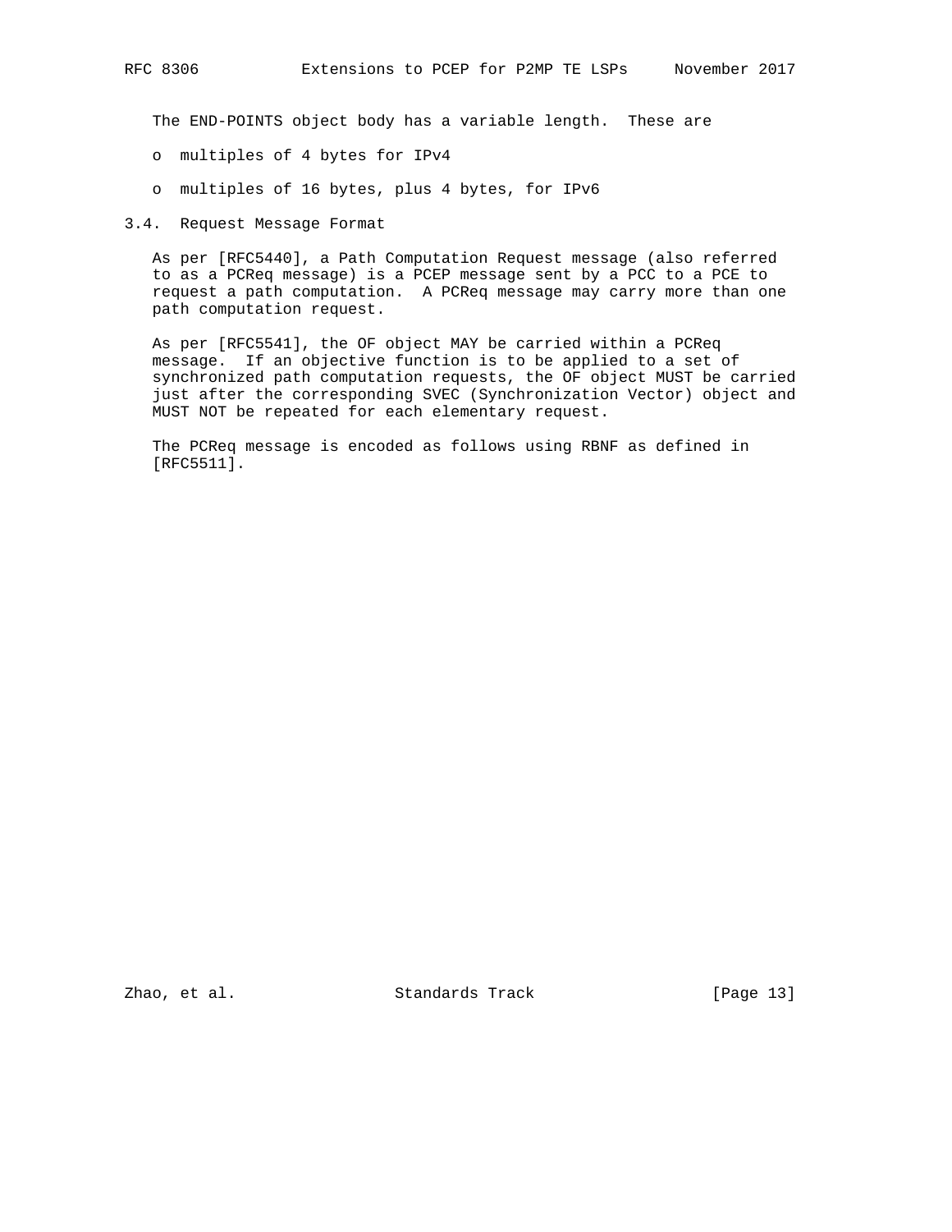The END-POINTS object body has a variable length. These are

- multiples of 4 bytes for IPv4
- multiples of 16 bytes, plus 4 bytes, for IPv6

### 3.4. Request Message Format

As per [RFC5440], a Path Computation Request message (also referred to as a PCReq message) is a PCEP message sent by a PCC to a PCE to request a path computation. A PCReq message may carry more than one path computation request.

As per [RFC5541], the OF object MAY be carried within a PCReq message. If an objective function is to be applied to a set of synchronized path computation requests, the OF object MUST be carried just after the corresponding SVEC (Synchronization Vector) object and MUST NOT be repeated for each elementary request.

The PCReq message is encoded as follows using RBNF as defined in [RFC5511].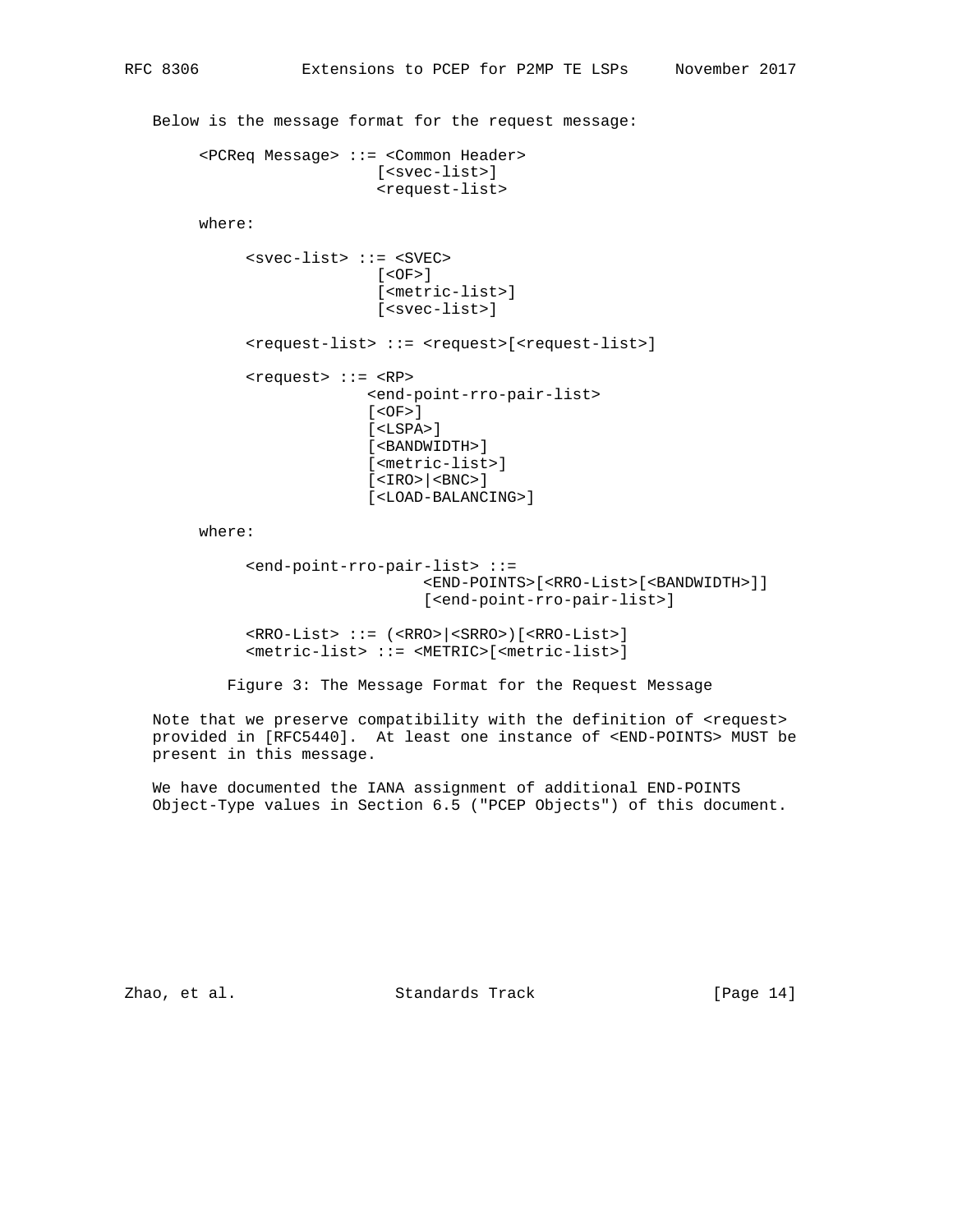Below is the message format for the request message:

```
<PCReq Message> ::= <Common Header>
                    [<svec-list>]
                    <request-list>

where:

     <svec-list> ::= <SVEC>
                     [<OF>]
                     [<metric-list>]
                     [<svec-list>]

     <request-list> ::= <request>[<request-list>]

     <request> ::= <RP>
                  <end-point-rro-pair-list>
                  [<OF>]
                  [<LSPA>]
                  [<BANDWIDTH>]
                  [<metric-list>]
                  [<IRO>|<BNC>]
                  [<LOAD-BALANCING>]

where:

     <end-point-rro-pair-list> ::=
                       <END-POINTS>[<RRO-List>[<BANDWIDTH>]]
                       [<end-point-rro-pair-list>]

     <RRO-List> ::= (<RRO>|<SRRO>)[<RRO-List>]
     <metric-list> ::= <METRIC>[<metric-list>]
```

Figure 3: The Message Format for the Request Message

Note that we preserve compatibility with the definition of <request> provided in [RFC5440]. At least one instance of <END-POINTS> MUST be present in this message.

We have documented the IANA assignment of additional END-POINTS Object-Type values in Section 6.5 ("PCEP Objects") of this document.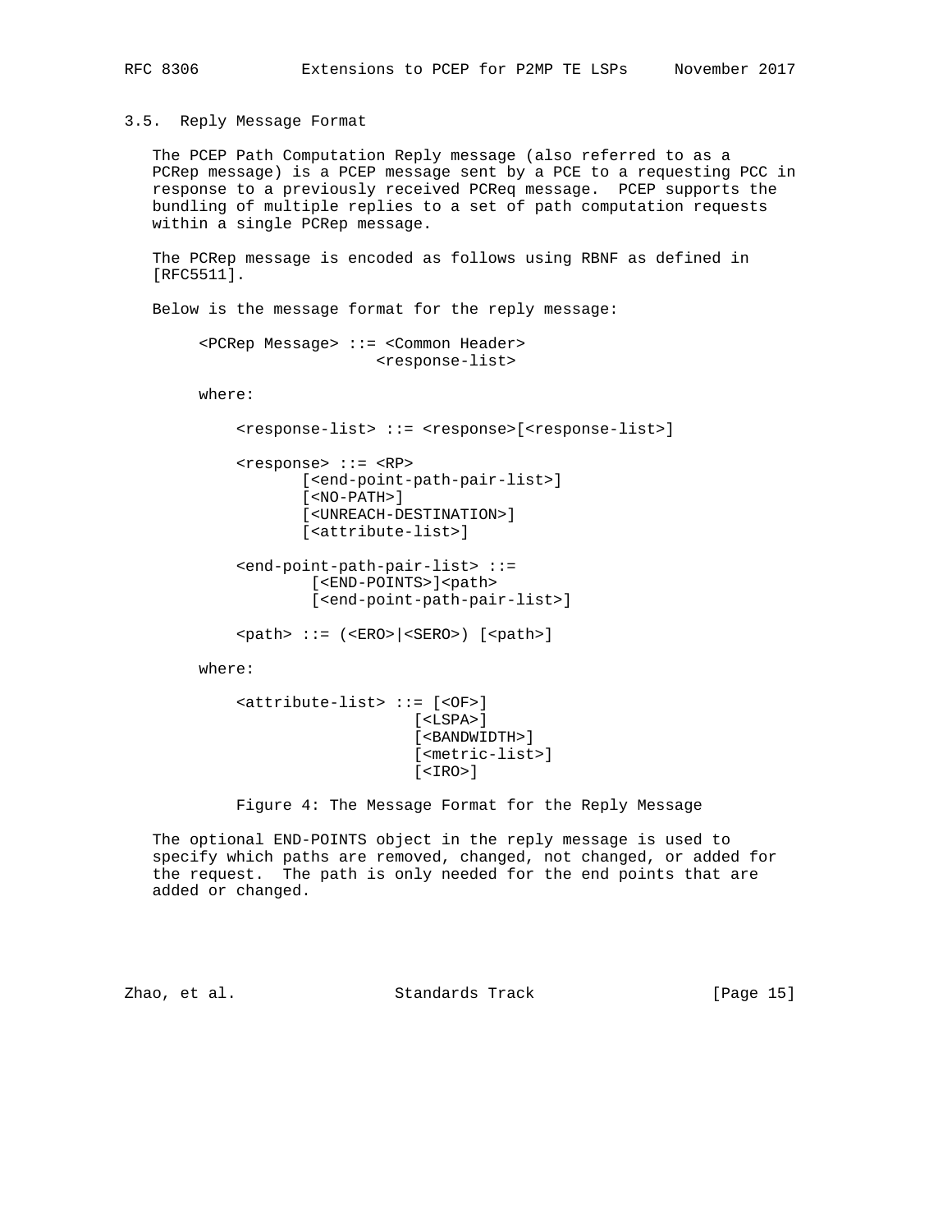## 3.5. Reply Message Format

The PCEP Path Computation Reply message (also referred to as a PCRep message) is a PCEP message sent by a PCE to a requesting PCC in response to a previously received PCReq message. PCEP supports the bundling of multiple replies to a set of path computation requests within a single PCRep message.

The PCRep message is encoded as follows using RBNF as defined in [RFC5511].

Below is the message format for the reply message:

```
<PCRep Message> ::= <Common Header>
                    <response-list>

where:

    <response-list> ::= <response>[<response-list>]

    <response> ::= <RP>
           [<end-point-path-pair-list>]
           [<NO-PATH>]
           [<UNREACH-DESTINATION>]
           [<attribute-list>]

    <end-point-path-pair-list> ::=
            [<END-POINTS>]<path>
            [<end-point-path-pair-list>]

    <path> ::= (<ERO>|<SERO>) [<path>]

where:

    <attribute-list> ::= [<OF>]
                         [<LSPA>]
                         [<BANDWIDTH>]
                         [<metric-list>]
                         [<IRO>]
```

Figure 4: The Message Format for the Reply Message

The optional END-POINTS object in the reply message is used to specify which paths are removed, changed, not changed, or added for the request. The path is only needed for the end points that are added or changed.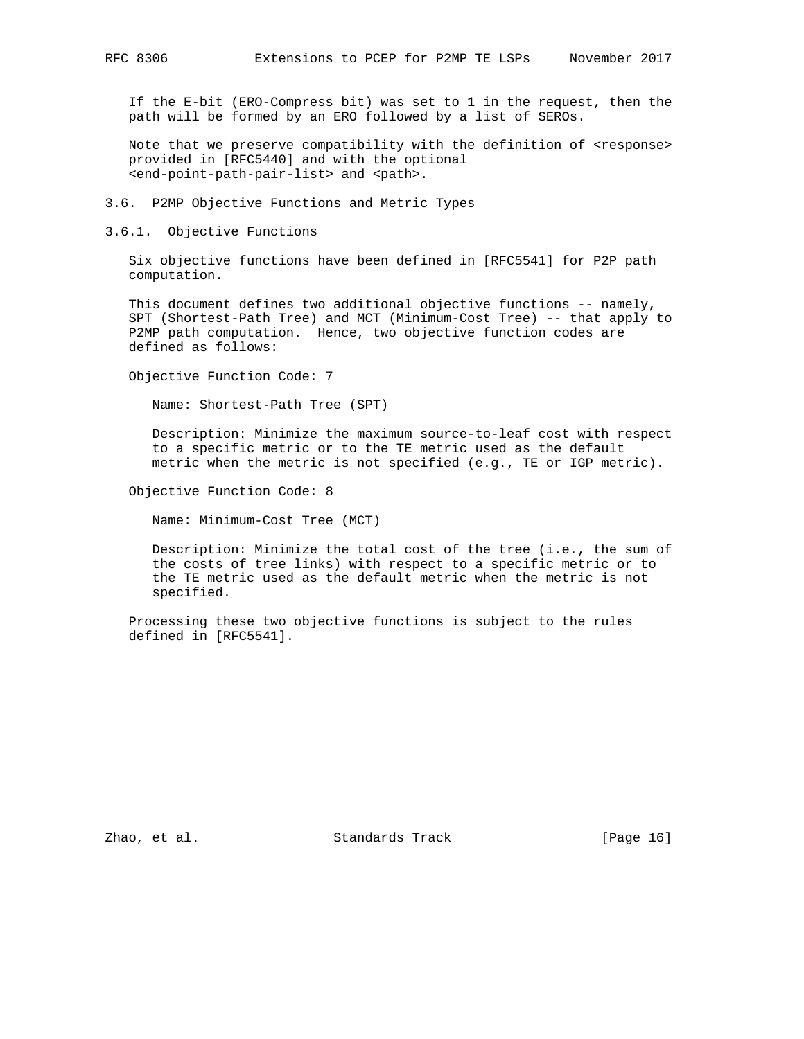If the E-bit (ERO-Compress bit) was set to 1 in the request, then the path will be formed by an ERO followed by a list of SEROs.

Note that we preserve compatibility with the definition of <response> provided in [RFC5440] and with the optional <end-point-path-pair-list> and <path>.

### 3.6. P2MP Objective Functions and Metric Types

#### 3.6.1. Objective Functions

Six objective functions have been defined in [RFC5541] for P2P path computation.

This document defines two additional objective functions -- namely, SPT (Shortest-Path Tree) and MCT (Minimum-Cost Tree) -- that apply to P2MP path computation. Hence, two objective function codes are defined as follows:

Objective Function Code: 7

Name: Shortest-Path Tree (SPT)

Description: Minimize the maximum source-to-leaf cost with respect to a specific metric or to the TE metric used as the default metric when the metric is not specified (e.g., TE or IGP metric).

Objective Function Code: 8

Name: Minimum-Cost Tree (MCT)

Description: Minimize the total cost of the tree (i.e., the sum of the costs of tree links) with respect to a specific metric or to the TE metric used as the default metric when the metric is not specified.

Processing these two objective functions is subject to the rules defined in [RFC5541].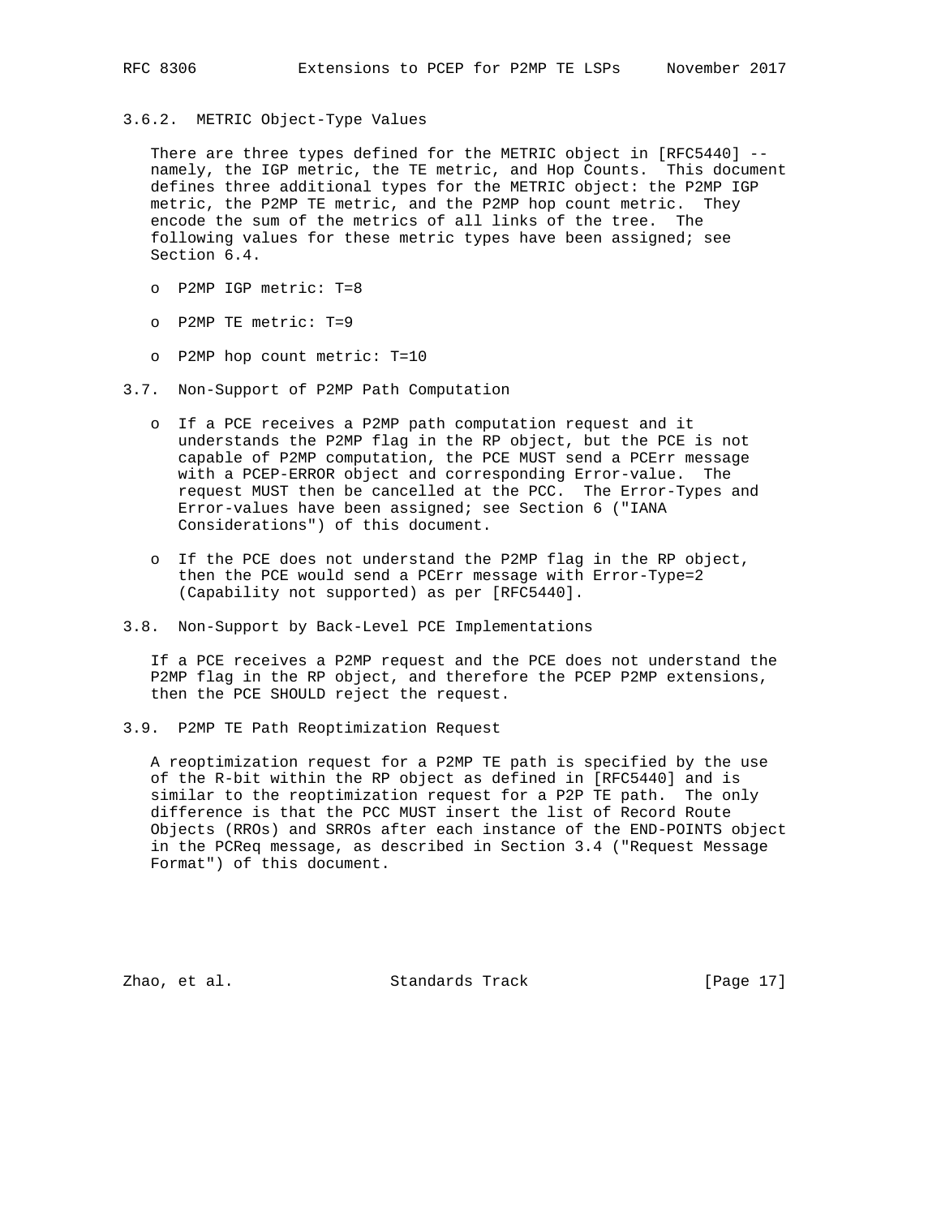### 3.6.2. METRIC Object-Type Values

There are three types defined for the METRIC object in [RFC5440] -- namely, the IGP metric, the TE metric, and Hop Counts. This document defines three additional types for the METRIC object: the P2MP IGP metric, the P2MP TE metric, and the P2MP hop count metric. They encode the sum of the metrics of all links of the tree. The following values for these metric types have been assigned; see Section 6.4.

- P2MP IGP metric: T=8
- P2MP TE metric: T=9
- P2MP hop count metric: T=10

## 3.7. Non-Support of P2MP Path Computation

- If a PCE receives a P2MP path computation request and it understands the P2MP flag in the RP object, but the PCE is not capable of P2MP computation, the PCE MUST send a PCErr message with a PCEP-ERROR object and corresponding Error-value. The request MUST then be cancelled at the PCC. The Error-Types and Error-values have been assigned; see Section 6 ("IANA Considerations") of this document.
- If the PCE does not understand the P2MP flag in the RP object, then the PCE would send a PCErr message with Error-Type=2 (Capability not supported) as per [RFC5440].

## 3.8. Non-Support by Back-Level PCE Implementations

If a PCE receives a P2MP request and the PCE does not understand the P2MP flag in the RP object, and therefore the PCEP P2MP extensions, then the PCE SHOULD reject the request.

## 3.9. P2MP TE Path Reoptimization Request

A reoptimization request for a P2MP TE path is specified by the use of the R-bit within the RP object as defined in [RFC5440] and is similar to the reoptimization request for a P2P TE path. The only difference is that the PCC MUST insert the list of Record Route Objects (RROs) and SRROs after each instance of the END-POINTS object in the PCReq message, as described in Section 3.4 ("Request Message Format") of this document.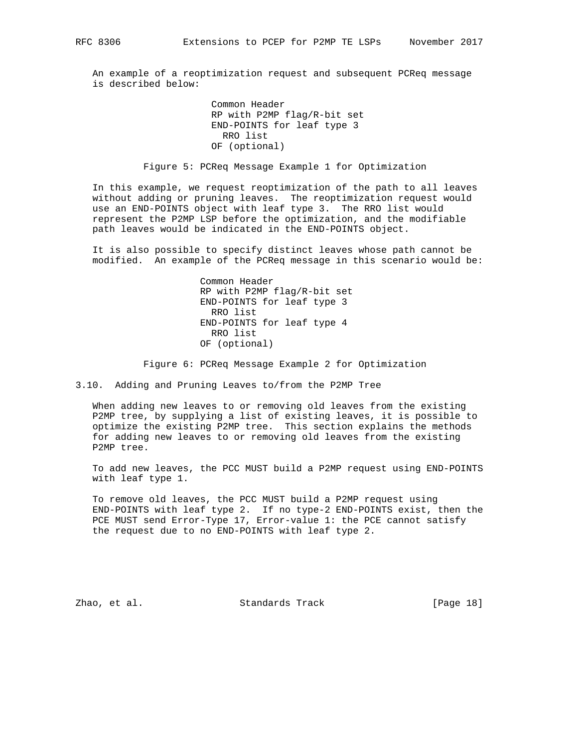An example of a reoptimization request and subsequent PCReq message is described below:

```
Common Header
RP with P2MP flag/R-bit set
END-POINTS for leaf type 3
  RRO list
OF (optional)
```

Figure 5: PCReq Message Example 1 for Optimization

In this example, we request reoptimization of the path to all leaves without adding or pruning leaves. The reoptimization request would use an END-POINTS object with leaf type 3. The RRO list would represent the P2MP LSP before the optimization, and the modifiable path leaves would be indicated in the END-POINTS object.

It is also possible to specify distinct leaves whose path cannot be modified. An example of the PCReq message in this scenario would be:

```
Common Header
RP with P2MP flag/R-bit set
END-POINTS for leaf type 3
  RRO list
END-POINTS for leaf type 4
  RRO list
OF (optional)
```

Figure 6: PCReq Message Example 2 for Optimization

## 3.10. Adding and Pruning Leaves to/from the P2MP Tree

When adding new leaves to or removing old leaves from the existing P2MP tree, by supplying a list of existing leaves, it is possible to optimize the existing P2MP tree. This section explains the methods for adding new leaves to or removing old leaves from the existing P2MP tree.

To add new leaves, the PCC MUST build a P2MP request using END-POINTS with leaf type 1.

To remove old leaves, the PCC MUST build a P2MP request using END-POINTS with leaf type 2. If no type-2 END-POINTS exist, then the PCE MUST send Error-Type 17, Error-value 1: the PCE cannot satisfy the request due to no END-POINTS with leaf type 2.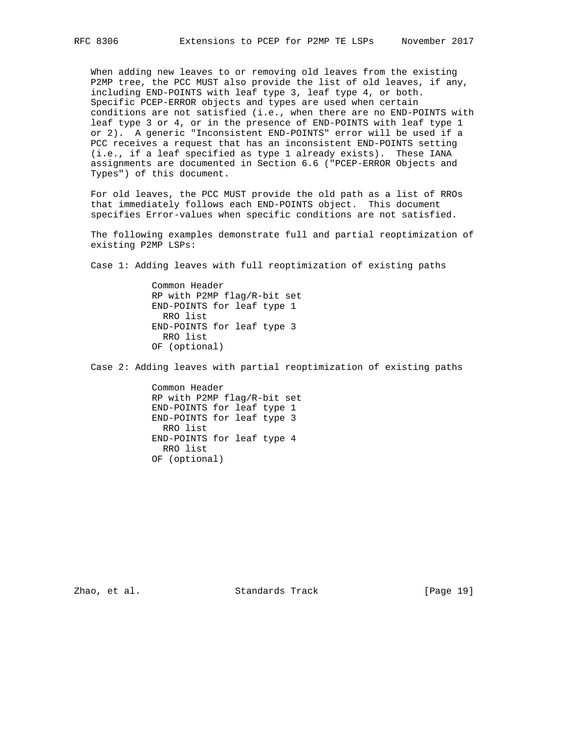When adding new leaves to or removing old leaves from the existing P2MP tree, the PCC MUST also provide the list of old leaves, if any, including END-POINTS with leaf type 3, leaf type 4, or both. Specific PCEP-ERROR objects and types are used when certain conditions are not satisfied (i.e., when there are no END-POINTS with leaf type 3 or 4, or in the presence of END-POINTS with leaf type 1 or 2). A generic "Inconsistent END-POINTS" error will be used if a PCC receives a request that has an inconsistent END-POINTS setting (i.e., if a leaf specified as type 1 already exists). These IANA assignments are documented in Section 6.6 ("PCEP-ERROR Objects and Types") of this document.

For old leaves, the PCC MUST provide the old path as a list of RROs that immediately follows each END-POINTS object. This document specifies Error-values when specific conditions are not satisfied.

The following examples demonstrate full and partial reoptimization of existing P2MP LSPs:

Case 1: Adding leaves with full reoptimization of existing paths

```
Common Header
RP with P2MP flag/R-bit set
END-POINTS for leaf type 1
  RRO list
END-POINTS for leaf type 3
  RRO list
OF (optional)
```

Case 2: Adding leaves with partial reoptimization of existing paths

```
Common Header
RP with P2MP flag/R-bit set
END-POINTS for leaf type 1
END-POINTS for leaf type 3
  RRO list
END-POINTS for leaf type 4
  RRO list
OF (optional)
```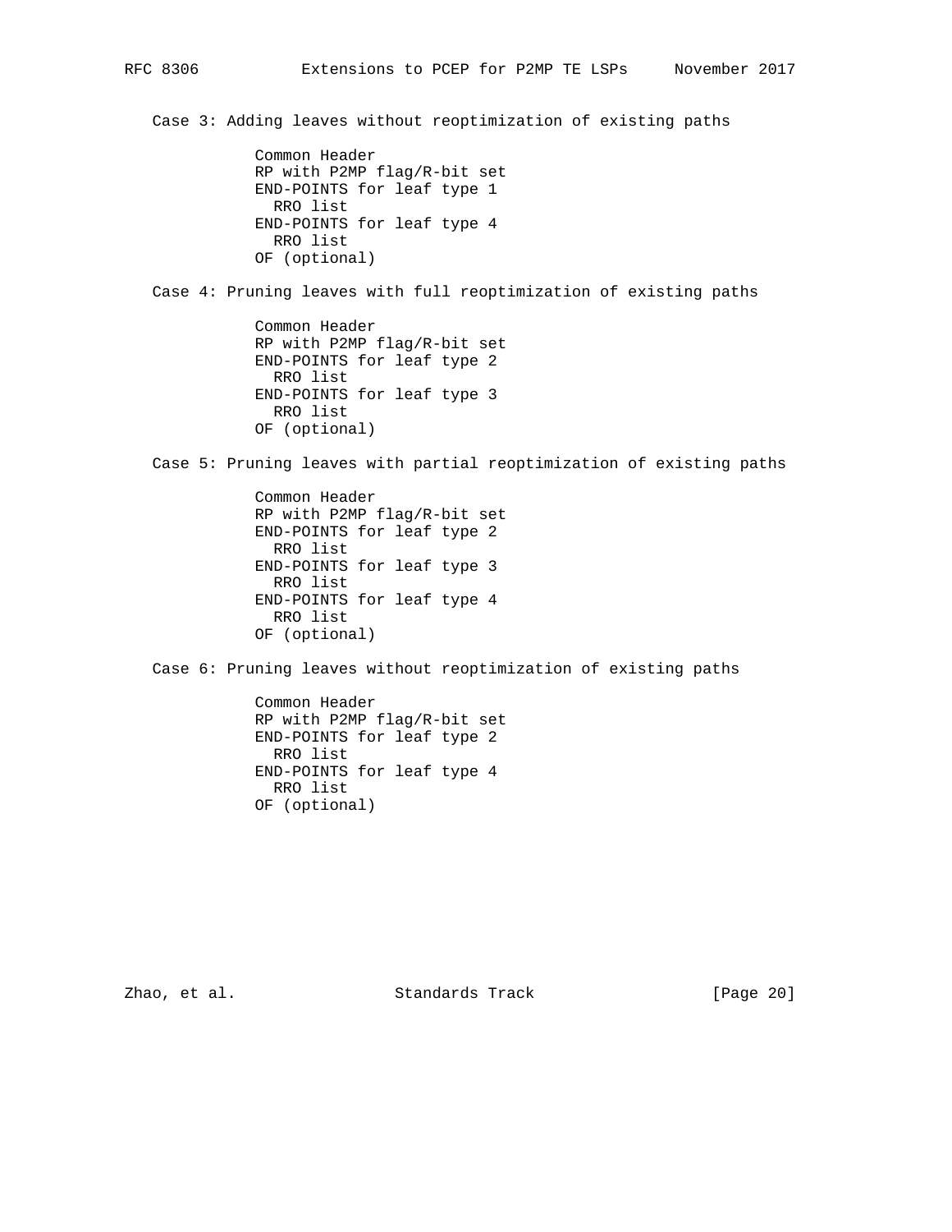Case 3: Adding leaves without reoptimization of existing paths

```
Common Header
RP with P2MP flag/R-bit set
END-POINTS for leaf type 1
  RRO list
END-POINTS for leaf type 4
  RRO list
OF (optional)
```

Case 4: Pruning leaves with full reoptimization of existing paths

```
Common Header
RP with P2MP flag/R-bit set
END-POINTS for leaf type 2
  RRO list
END-POINTS for leaf type 3
  RRO list
OF (optional)
```

Case 5: Pruning leaves with partial reoptimization of existing paths

```
Common Header
RP with P2MP flag/R-bit set
END-POINTS for leaf type 2
  RRO list
END-POINTS for leaf type 3
  RRO list
END-POINTS for leaf type 4
  RRO list
OF (optional)
```

Case 6: Pruning leaves without reoptimization of existing paths

```
Common Header
RP with P2MP flag/R-bit set
END-POINTS for leaf type 2
  RRO list
END-POINTS for leaf type 4
  RRO list
OF (optional)
```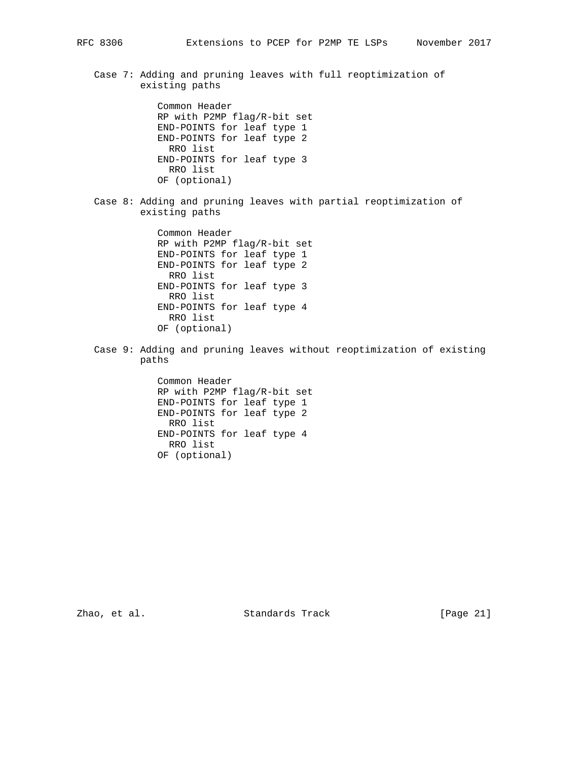Case 7: Adding and pruning leaves with full reoptimization of existing paths

```
Common Header
RP with P2MP flag/R-bit set
END-POINTS for leaf type 1
END-POINTS for leaf type 2
  RRO list
END-POINTS for leaf type 3
  RRO list
OF (optional)
```

Case 8: Adding and pruning leaves with partial reoptimization of existing paths

```
Common Header
RP with P2MP flag/R-bit set
END-POINTS for leaf type 1
END-POINTS for leaf type 2
  RRO list
END-POINTS for leaf type 3
  RRO list
END-POINTS for leaf type 4
  RRO list
OF (optional)
```

Case 9: Adding and pruning leaves without reoptimization of existing paths

```
Common Header
RP with P2MP flag/R-bit set
END-POINTS for leaf type 1
END-POINTS for leaf type 2
  RRO list
END-POINTS for leaf type 4
  RRO list
OF (optional)
```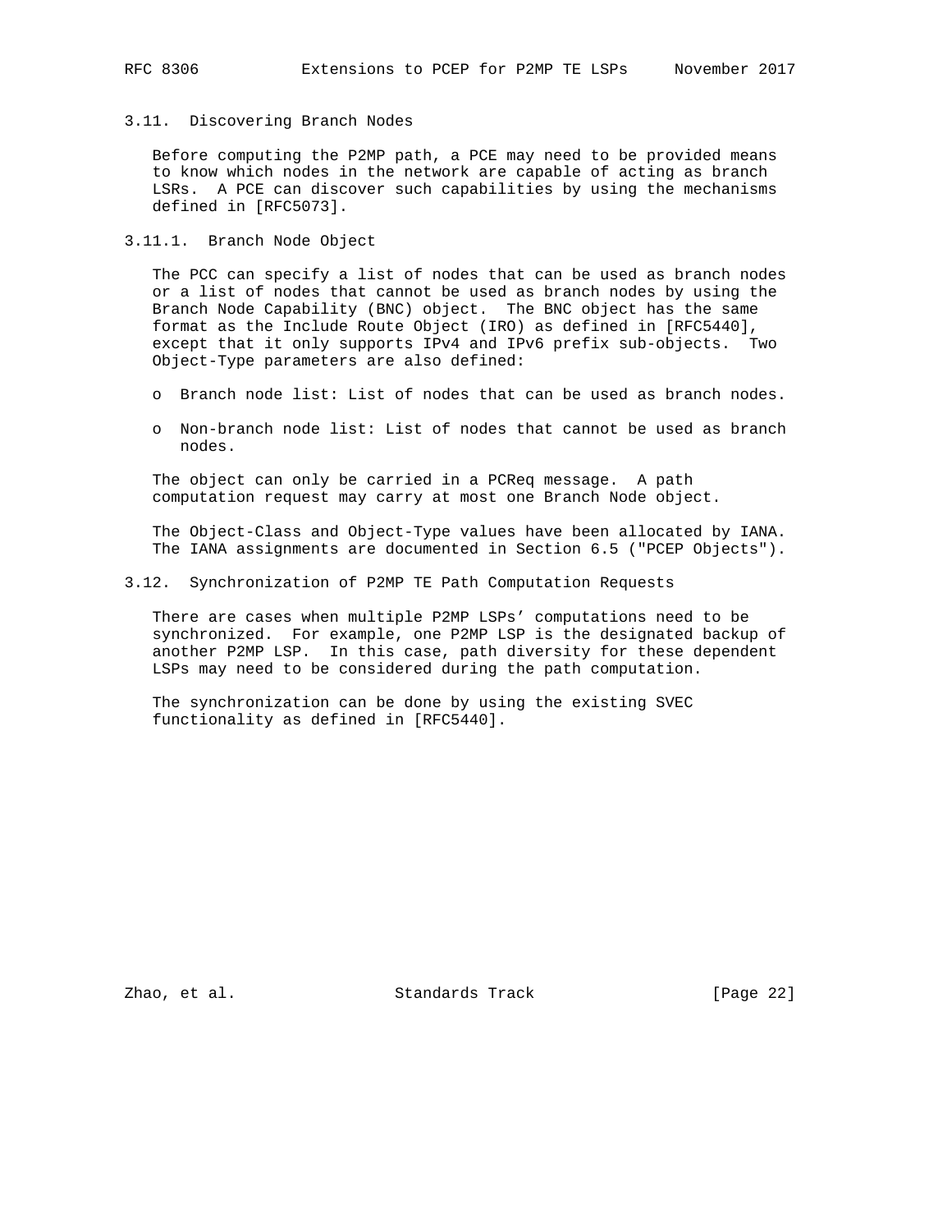### 3.11. Discovering Branch Nodes

Before computing the P2MP path, a PCE may need to be provided means to know which nodes in the network are capable of acting as branch LSRs. A PCE can discover such capabilities by using the mechanisms defined in [RFC5073].

#### 3.11.1. Branch Node Object

The PCC can specify a list of nodes that can be used as branch nodes or a list of nodes that cannot be used as branch nodes by using the Branch Node Capability (BNC) object. The BNC object has the same format as the Include Route Object (IRO) as defined in [RFC5440], except that it only supports IPv4 and IPv6 prefix sub-objects. Two Object-Type parameters are also defined:

- Branch node list: List of nodes that can be used as branch nodes.
- Non-branch node list: List of nodes that cannot be used as branch nodes.

The object can only be carried in a PCReq message. A path computation request may carry at most one Branch Node object.

The Object-Class and Object-Type values have been allocated by IANA. The IANA assignments are documented in Section 6.5 ("PCEP Objects").

### 3.12. Synchronization of P2MP TE Path Computation Requests

There are cases when multiple P2MP LSPs' computations need to be synchronized. For example, one P2MP LSP is the designated backup of another P2MP LSP. In this case, path diversity for these dependent LSPs may need to be considered during the path computation.

The synchronization can be done by using the existing SVEC functionality as defined in [RFC5440].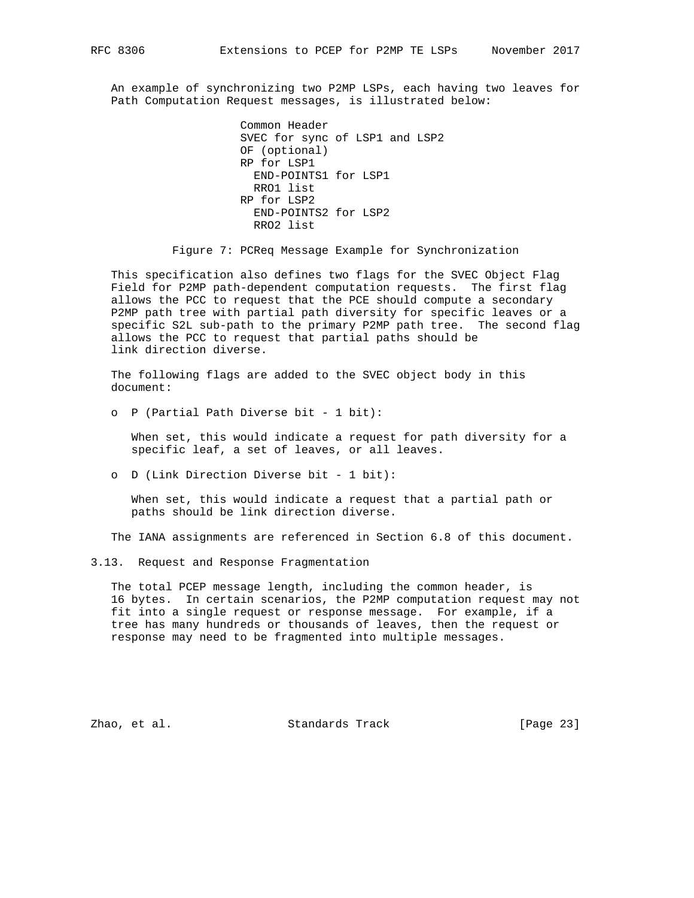An example of synchronizing two P2MP LSPs, each having two leaves for Path Computation Request messages, is illustrated below:

```
                   Common Header
                   SVEC for sync of LSP1 and LSP2
                   OF (optional)
                   RP for LSP1
                     END-POINTS1 for LSP1
                     RRO1 list
                   RP for LSP2
                     END-POINTS2 for LSP2
                     RRO2 list
```

Figure 7: PCReq Message Example for Synchronization

This specification also defines two flags for the SVEC Object Flag Field for P2MP path-dependent computation requests. The first flag allows the PCC to request that the PCE should compute a secondary P2MP path tree with partial path diversity for specific leaves or a specific S2L sub-path to the primary P2MP path tree. The second flag allows the PCC to request that partial paths should be link direction diverse.

The following flags are added to the SVEC object body in this document:

- P (Partial Path Diverse bit - 1 bit):

  When set, this would indicate a request for path diversity for a specific leaf, a set of leaves, or all leaves.

- D (Link Direction Diverse bit - 1 bit):

  When set, this would indicate a request that a partial path or paths should be link direction diverse.

The IANA assignments are referenced in Section 6.8 of this document.

## 3.13. Request and Response Fragmentation

The total PCEP message length, including the common header, is 16 bytes. In certain scenarios, the P2MP computation request may not fit into a single request or response message. For example, if a tree has many hundreds or thousands of leaves, then the request or response may need to be fragmented into multiple messages.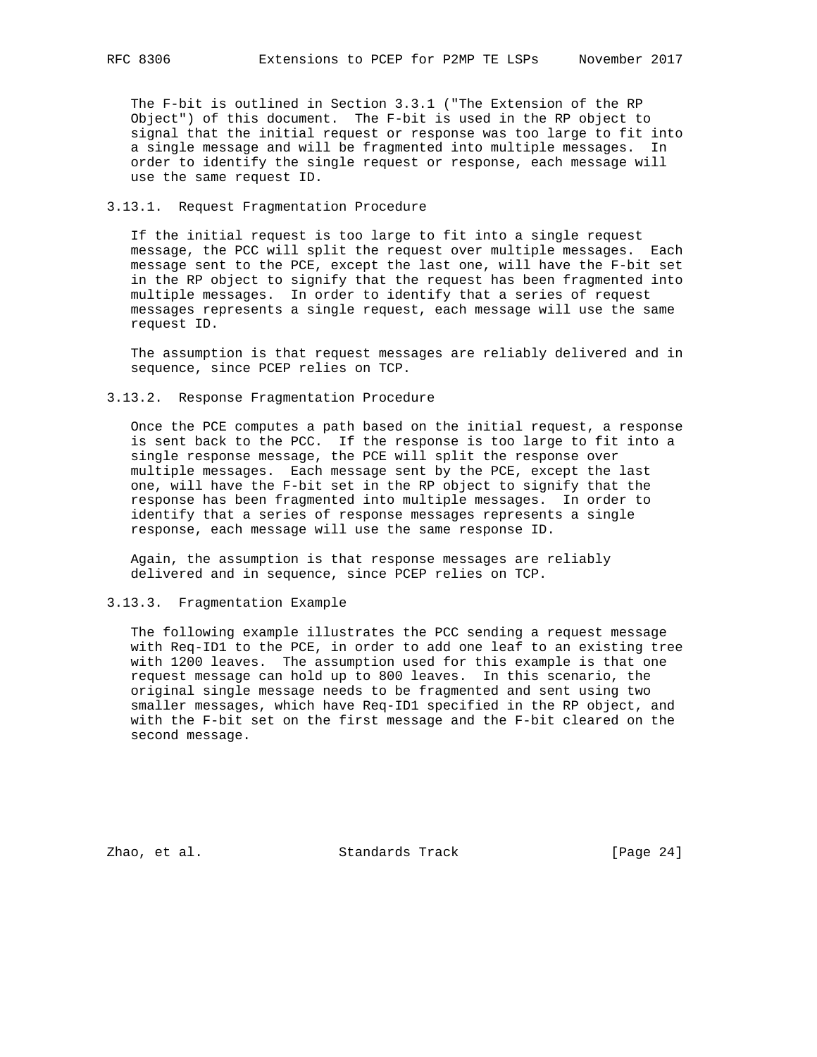The F-bit is outlined in Section 3.3.1 ("The Extension of the RP Object") of this document. The F-bit is used in the RP object to signal that the initial request or response was too large to fit into a single message and will be fragmented into multiple messages. In order to identify the single request or response, each message will use the same request ID.

### 3.13.1. Request Fragmentation Procedure

If the initial request is too large to fit into a single request message, the PCC will split the request over multiple messages. Each message sent to the PCE, except the last one, will have the F-bit set in the RP object to signify that the request has been fragmented into multiple messages. In order to identify that a series of request messages represents a single request, each message will use the same request ID.

The assumption is that request messages are reliably delivered and in sequence, since PCEP relies on TCP.

### 3.13.2. Response Fragmentation Procedure

Once the PCE computes a path based on the initial request, a response is sent back to the PCC. If the response is too large to fit into a single response message, the PCE will split the response over multiple messages. Each message sent by the PCE, except the last one, will have the F-bit set in the RP object to signify that the response has been fragmented into multiple messages. In order to identify that a series of response messages represents a single response, each message will use the same response ID.

Again, the assumption is that response messages are reliably delivered and in sequence, since PCEP relies on TCP.

### 3.13.3. Fragmentation Example

The following example illustrates the PCC sending a request message with Req-ID1 to the PCE, in order to add one leaf to an existing tree with 1200 leaves. The assumption used for this example is that one request message can hold up to 800 leaves. In this scenario, the original single message needs to be fragmented and sent using two smaller messages, which have Req-ID1 specified in the RP object, and with the F-bit set on the first message and the F-bit cleared on the second message.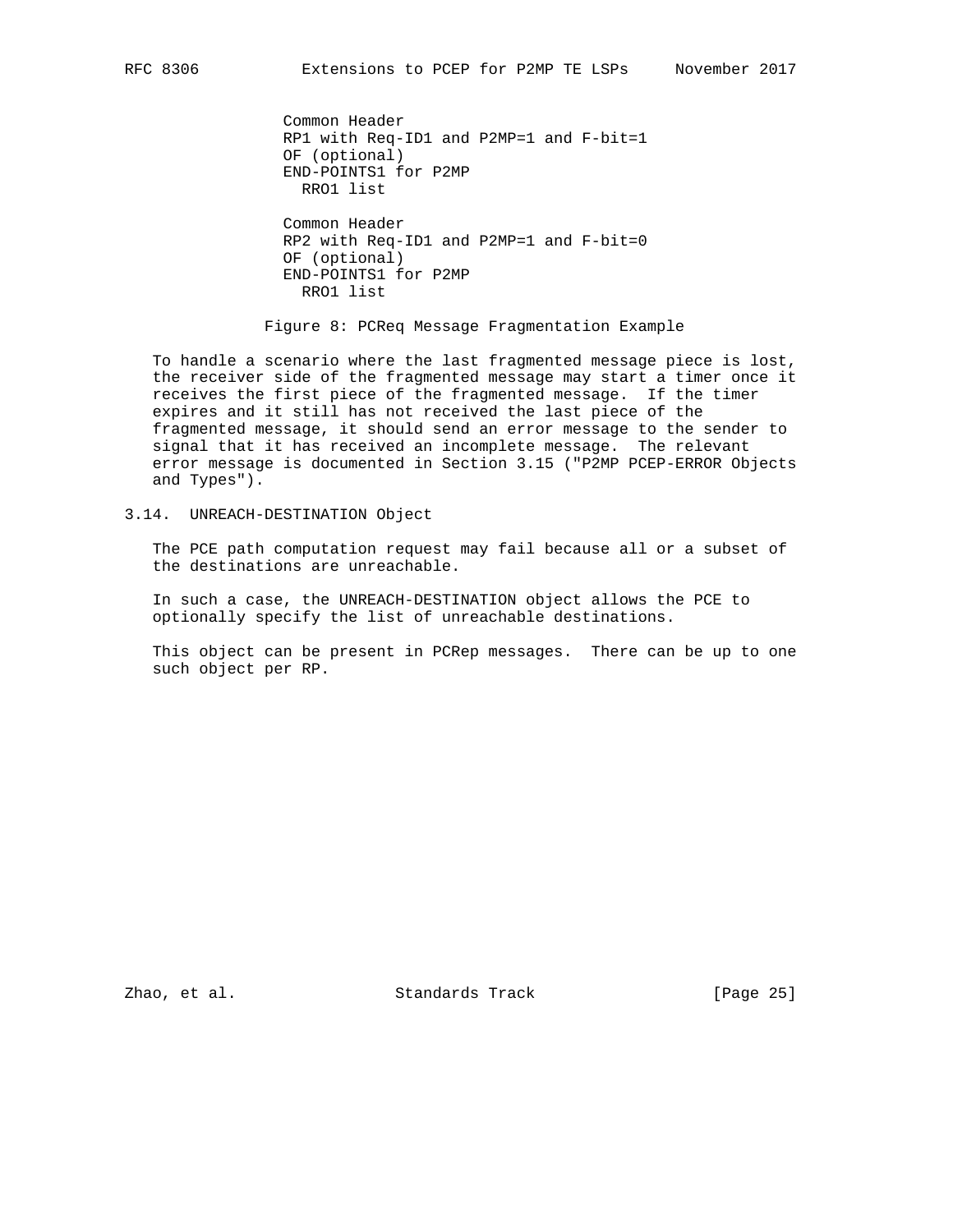```
Common Header
RP1 with Req-ID1 and P2MP=1 and F-bit=1
OF (optional)
END-POINTS1 for P2MP
  RRO1 list

Common Header
RP2 with Req-ID1 and P2MP=1 and F-bit=0
OF (optional)
END-POINTS1 for P2MP
  RRO1 list
```

Figure 8: PCReq Message Fragmentation Example

To handle a scenario where the last fragmented message piece is lost, the receiver side of the fragmented message may start a timer once it receives the first piece of the fragmented message. If the timer expires and it still has not received the last piece of the fragmented message, it should send an error message to the sender to signal that it has received an incomplete message. The relevant error message is documented in Section 3.15 ("P2MP PCEP-ERROR Objects and Types").

### 3.14. UNREACH-DESTINATION Object

The PCE path computation request may fail because all or a subset of the destinations are unreachable.

In such a case, the UNREACH-DESTINATION object allows the PCE to optionally specify the list of unreachable destinations.

This object can be present in PCRep messages. There can be up to one such object per RP.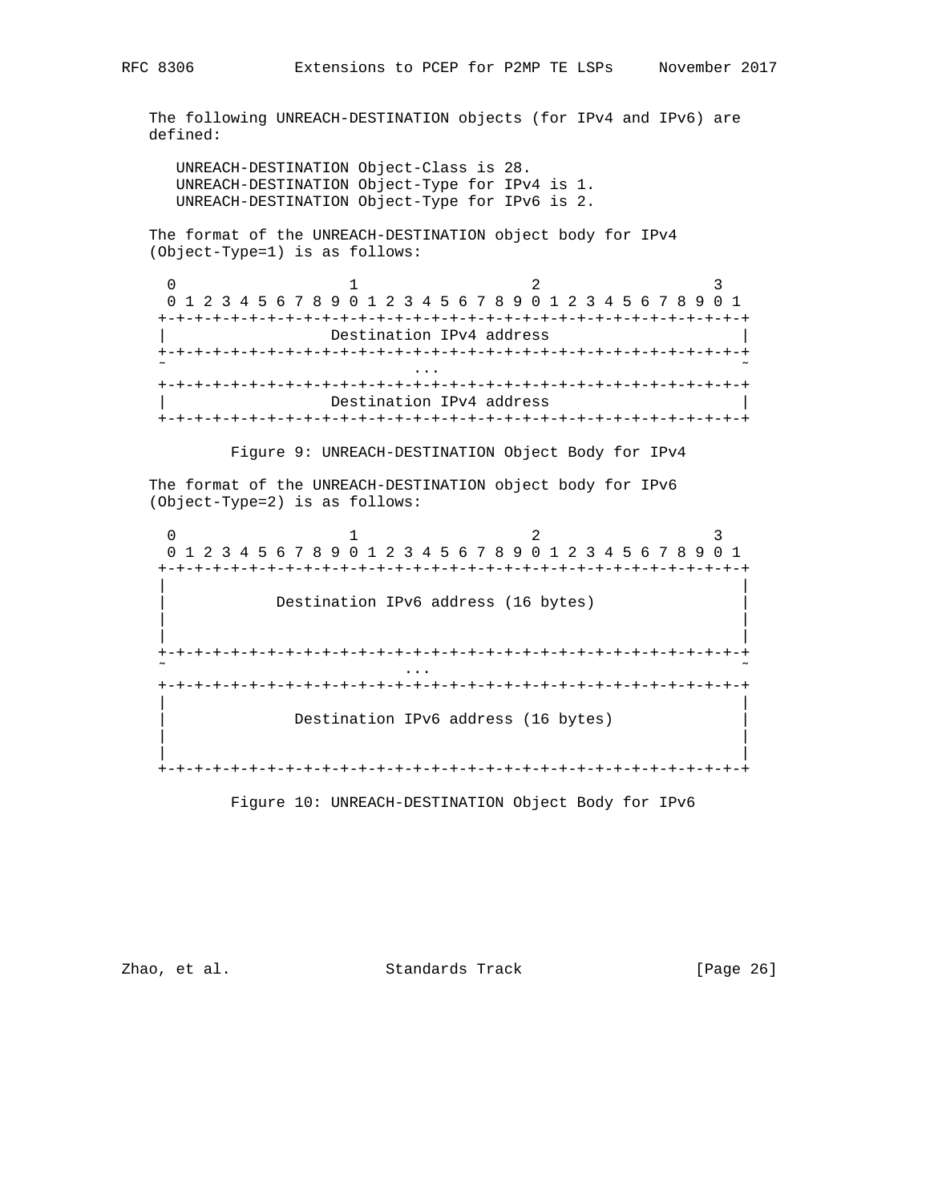The following UNREACH-DESTINATION objects (for IPv4 and IPv6) are defined:

```
UNREACH-DESTINATION Object-Class is 28.
UNREACH-DESTINATION Object-Type for IPv4 is 1.
UNREACH-DESTINATION Object-Type for IPv6 is 2.
```

The format of the UNREACH-DESTINATION object body for IPv4 (Object-Type=1) is as follows:

```
 0                   1                   2                   3
 0 1 2 3 4 5 6 7 8 9 0 1 2 3 4 5 6 7 8 9 0 1 2 3 4 5 6 7 8 9 0 1
+-+-+-+-+-+-+-+-+-+-+-+-+-+-+-+-+-+-+-+-+-+-+-+-+-+-+-+-+-+-+-+-+
|                    Destination IPv4 address                   |
+-+-+-+-+-+-+-+-+-+-+-+-+-+-+-+-+-+-+-+-+-+-+-+-+-+-+-+-+-+-+-+-+
~                              ...                              ~
+-+-+-+-+-+-+-+-+-+-+-+-+-+-+-+-+-+-+-+-+-+-+-+-+-+-+-+-+-+-+-+-+
|                    Destination IPv4 address                   |
+-+-+-+-+-+-+-+-+-+-+-+-+-+-+-+-+-+-+-+-+-+-+-+-+-+-+-+-+-+-+-+-+
```

Figure 9: UNREACH-DESTINATION Object Body for IPv4

The format of the UNREACH-DESTINATION object body for IPv6 (Object-Type=2) is as follows:

```
 0                   1                   2                   3
 0 1 2 3 4 5 6 7 8 9 0 1 2 3 4 5 6 7 8 9 0 1 2 3 4 5 6 7 8 9 0 1
+-+-+-+-+-+-+-+-+-+-+-+-+-+-+-+-+-+-+-+-+-+-+-+-+-+-+-+-+-+-+-+-+
|                                                               |
|              Destination IPv6 address (16 bytes)              |
|                                                               |
|                                                               |
+-+-+-+-+-+-+-+-+-+-+-+-+-+-+-+-+-+-+-+-+-+-+-+-+-+-+-+-+-+-+-+-+
~                             ...                               ~
+-+-+-+-+-+-+-+-+-+-+-+-+-+-+-+-+-+-+-+-+-+-+-+-+-+-+-+-+-+-+-+-+
|                                                               |
|                Destination IPv6 address (16 bytes)            |
|                                                               |
|                                                               |
+-+-+-+-+-+-+-+-+-+-+-+-+-+-+-+-+-+-+-+-+-+-+-+-+-+-+-+-+-+-+-+-+
```

Figure 10: UNREACH-DESTINATION Object Body for IPv6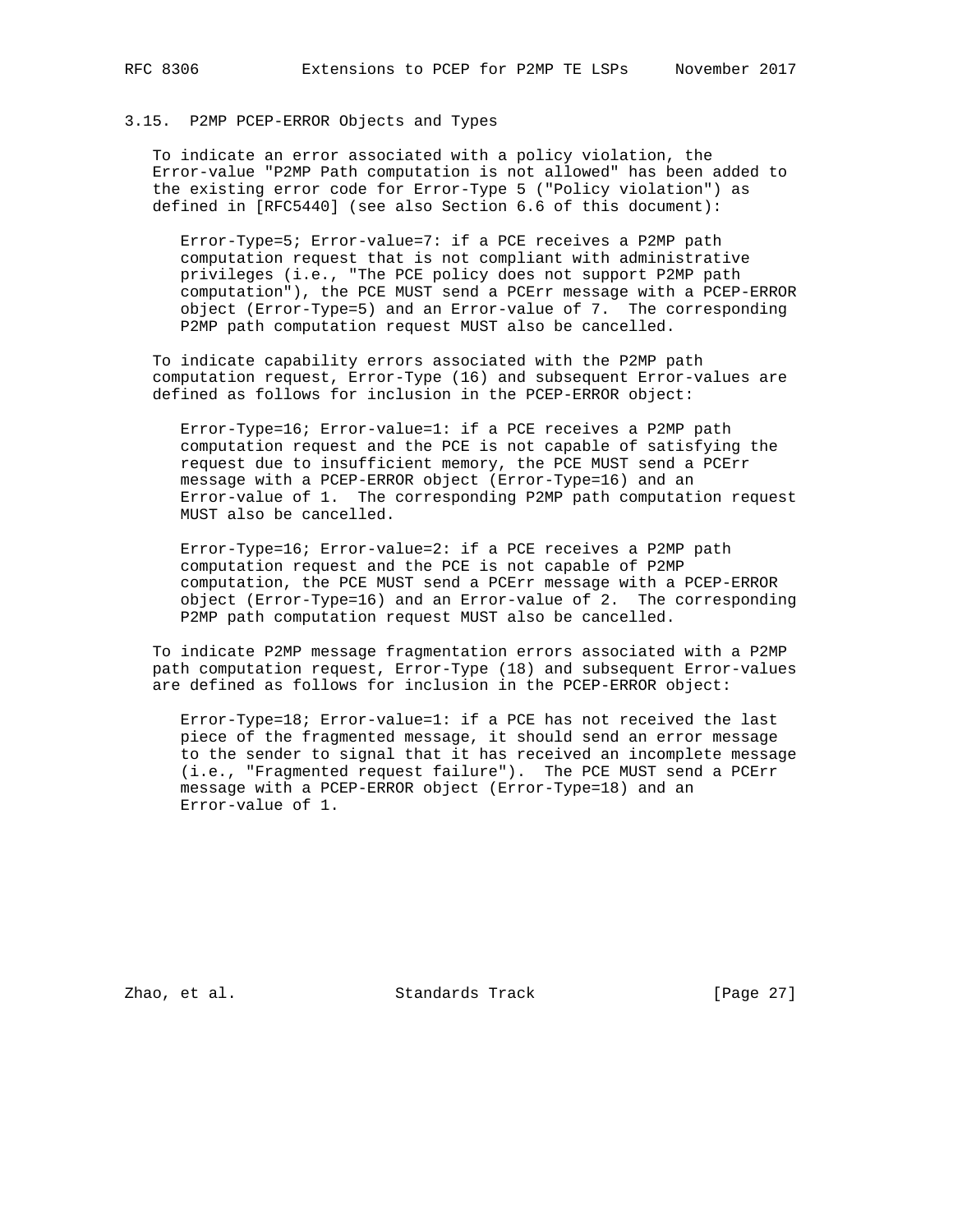### 3.15. P2MP PCEP-ERROR Objects and Types

To indicate an error associated with a policy violation, the Error-value "P2MP Path computation is not allowed" has been added to the existing error code for Error-Type 5 ("Policy violation") as defined in [RFC5440] (see also Section 6.6 of this document):

Error-Type=5; Error-value=7: if a PCE receives a P2MP path computation request that is not compliant with administrative privileges (i.e., "The PCE policy does not support P2MP path computation"), the PCE MUST send a PCErr message with a PCEP-ERROR object (Error-Type=5) and an Error-value of 7. The corresponding P2MP path computation request MUST also be cancelled.

To indicate capability errors associated with the P2MP path computation request, Error-Type (16) and subsequent Error-values are defined as follows for inclusion in the PCEP-ERROR object:

Error-Type=16; Error-value=1: if a PCE receives a P2MP path computation request and the PCE is not capable of satisfying the request due to insufficient memory, the PCE MUST send a PCErr message with a PCEP-ERROR object (Error-Type=16) and an Error-value of 1. The corresponding P2MP path computation request MUST also be cancelled.

Error-Type=16; Error-value=2: if a PCE receives a P2MP path computation request and the PCE is not capable of P2MP computation, the PCE MUST send a PCErr message with a PCEP-ERROR object (Error-Type=16) and an Error-value of 2. The corresponding P2MP path computation request MUST also be cancelled.

To indicate P2MP message fragmentation errors associated with a P2MP path computation request, Error-Type (18) and subsequent Error-values are defined as follows for inclusion in the PCEP-ERROR object:

Error-Type=18; Error-value=1: if a PCE has not received the last piece of the fragmented message, it should send an error message to the sender to signal that it has received an incomplete message (i.e., "Fragmented request failure"). The PCE MUST send a PCErr message with a PCEP-ERROR object (Error-Type=18) and an Error-value of 1.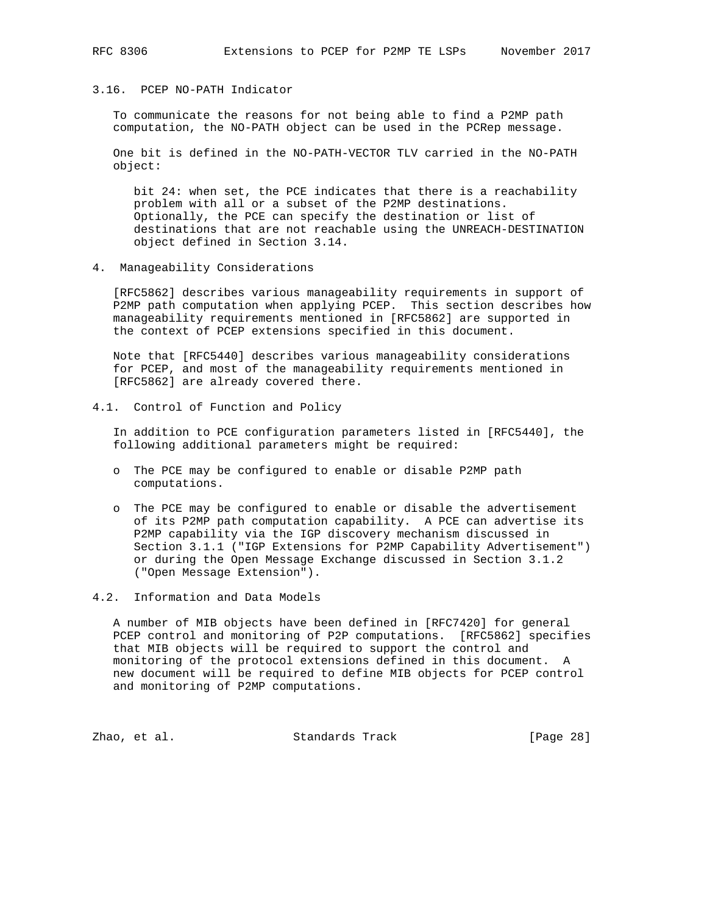### 3.16. PCEP NO-PATH Indicator

To communicate the reasons for not being able to find a P2MP path computation, the NO-PATH object can be used in the PCRep message.

One bit is defined in the NO-PATH-VECTOR TLV carried in the NO-PATH object:

> bit 24: when set, the PCE indicates that there is a reachability problem with all or a subset of the P2MP destinations. Optionally, the PCE can specify the destination or list of destinations that are not reachable using the UNREACH-DESTINATION object defined in Section 3.14.

## 4. Manageability Considerations

[RFC5862] describes various manageability requirements in support of P2MP path computation when applying PCEP. This section describes how manageability requirements mentioned in [RFC5862] are supported in the context of PCEP extensions specified in this document.

Note that [RFC5440] describes various manageability considerations for PCEP, and most of the manageability requirements mentioned in [RFC5862] are already covered there.

### 4.1. Control of Function and Policy

In addition to PCE configuration parameters listed in [RFC5440], the following additional parameters might be required:

- The PCE may be configured to enable or disable P2MP path computations.
- The PCE may be configured to enable or disable the advertisement of its P2MP path computation capability. A PCE can advertise its P2MP capability via the IGP discovery mechanism discussed in Section 3.1.1 ("IGP Extensions for P2MP Capability Advertisement") or during the Open Message Exchange discussed in Section 3.1.2 ("Open Message Extension").

### 4.2. Information and Data Models

A number of MIB objects have been defined in [RFC7420] for general PCEP control and monitoring of P2P computations. [RFC5862] specifies that MIB objects will be required to support the control and monitoring of the protocol extensions defined in this document. A new document will be required to define MIB objects for PCEP control and monitoring of P2MP computations.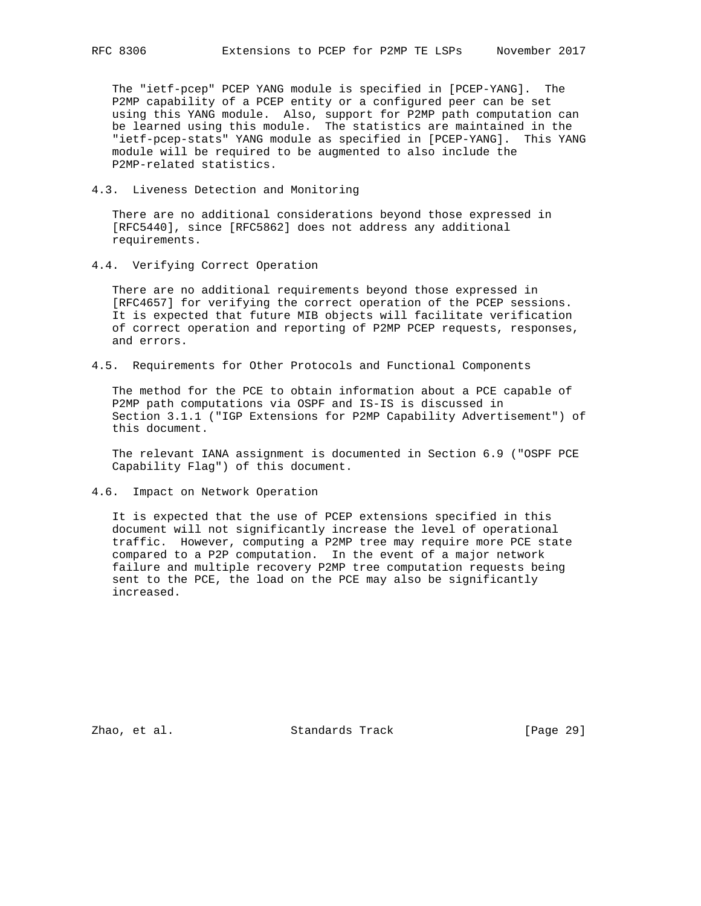The "ietf-pcep" PCEP YANG module is specified in [PCEP-YANG]. The P2MP capability of a PCEP entity or a configured peer can be set using this YANG module. Also, support for P2MP path computation can be learned using this module. The statistics are maintained in the "ietf-pcep-stats" YANG module as specified in [PCEP-YANG]. This YANG module will be required to be augmented to also include the P2MP-related statistics.

### 4.3. Liveness Detection and Monitoring

There are no additional considerations beyond those expressed in [RFC5440], since [RFC5862] does not address any additional requirements.

### 4.4. Verifying Correct Operation

There are no additional requirements beyond those expressed in [RFC4657] for verifying the correct operation of the PCEP sessions. It is expected that future MIB objects will facilitate verification of correct operation and reporting of P2MP PCEP requests, responses, and errors.

### 4.5. Requirements for Other Protocols and Functional Components

The method for the PCE to obtain information about a PCE capable of P2MP path computations via OSPF and IS-IS is discussed in Section 3.1.1 ("IGP Extensions for P2MP Capability Advertisement") of this document.

The relevant IANA assignment is documented in Section 6.9 ("OSPF PCE Capability Flag") of this document.

### 4.6. Impact on Network Operation

It is expected that the use of PCEP extensions specified in this document will not significantly increase the level of operational traffic. However, computing a P2MP tree may require more PCE state compared to a P2P computation. In the event of a major network failure and multiple recovery P2MP tree computation requests being sent to the PCE, the load on the PCE may also be significantly increased.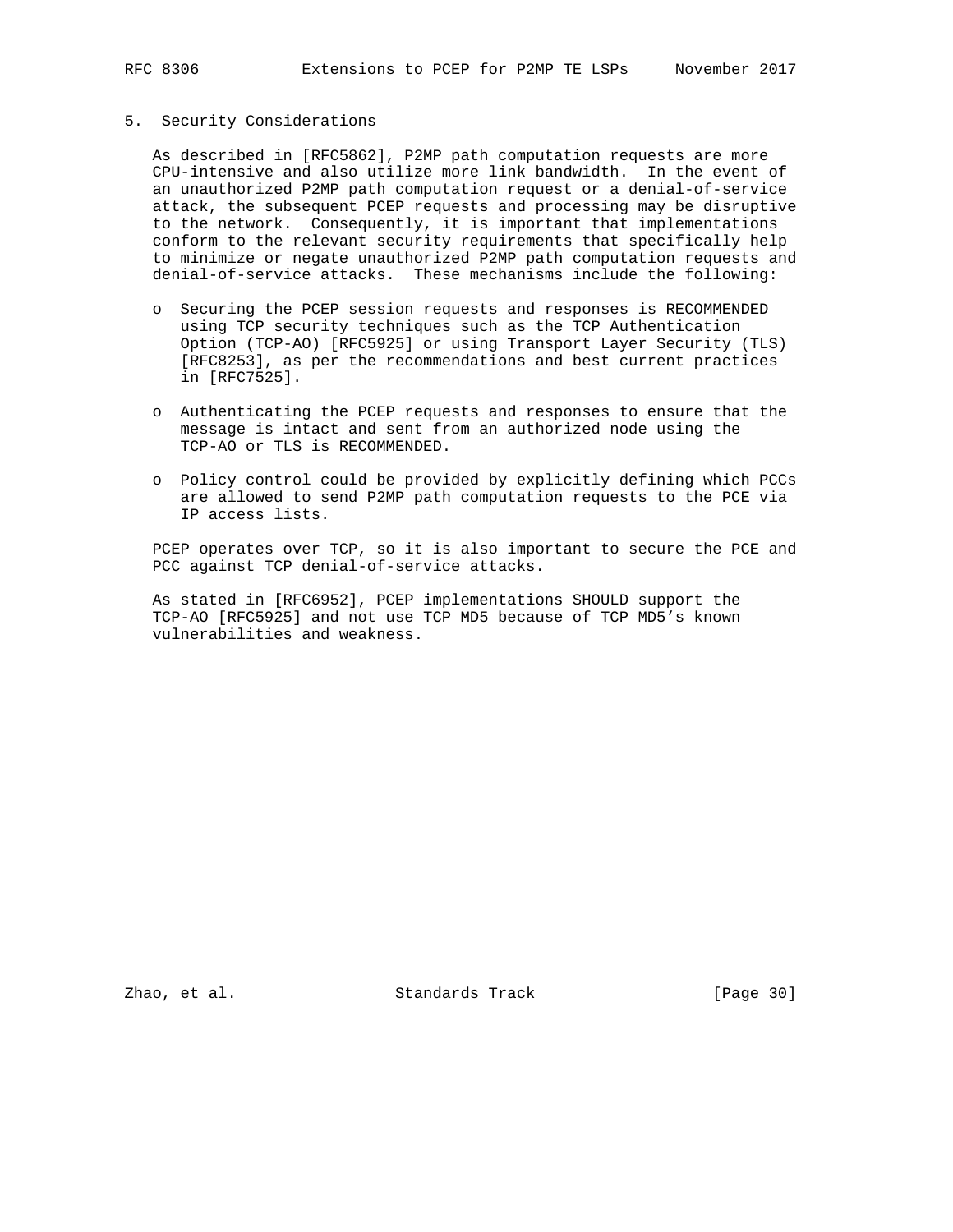## 5. Security Considerations

As described in [RFC5862], P2MP path computation requests are more CPU-intensive and also utilize more link bandwidth. In the event of an unauthorized P2MP path computation request or a denial-of-service attack, the subsequent PCEP requests and processing may be disruptive to the network. Consequently, it is important that implementations conform to the relevant security requirements that specifically help to minimize or negate unauthorized P2MP path computation requests and denial-of-service attacks. These mechanisms include the following:

- Securing the PCEP session requests and responses is RECOMMENDED using TCP security techniques such as the TCP Authentication Option (TCP-AO) [RFC5925] or using Transport Layer Security (TLS) [RFC8253], as per the recommendations and best current practices in [RFC7525].

- Authenticating the PCEP requests and responses to ensure that the message is intact and sent from an authorized node using the TCP-AO or TLS is RECOMMENDED.

- Policy control could be provided by explicitly defining which PCCs are allowed to send P2MP path computation requests to the PCE via IP access lists.

PCEP operates over TCP, so it is also important to secure the PCE and PCC against TCP denial-of-service attacks.

As stated in [RFC6952], PCEP implementations SHOULD support the TCP-AO [RFC5925] and not use TCP MD5 because of TCP MD5's known vulnerabilities and weakness.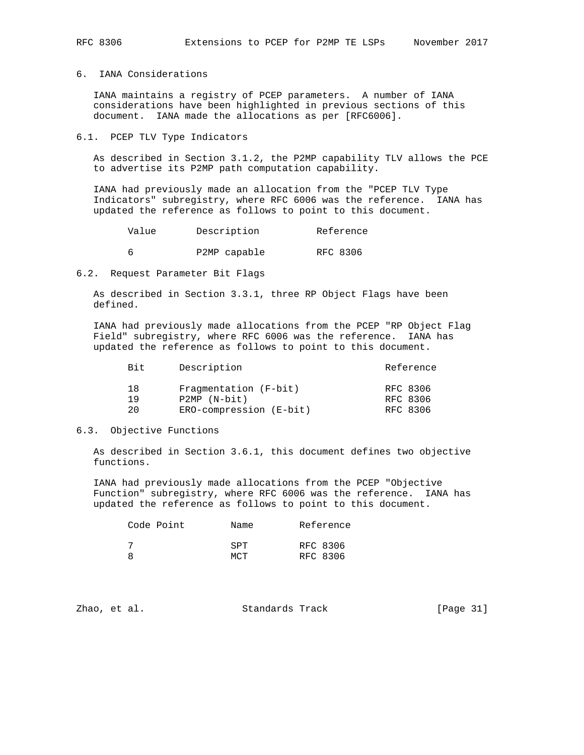## 6. IANA Considerations

IANA maintains a registry of PCEP parameters. A number of IANA considerations have been highlighted in previous sections of this document. IANA made the allocations as per [RFC6006].

### 6.1. PCEP TLV Type Indicators

As described in Section 3.1.2, the P2MP capability TLV allows the PCE to advertise its P2MP path computation capability.

IANA had previously made an allocation from the "PCEP TLV Type Indicators" subregistry, where RFC 6006 was the reference. IANA has updated the reference as follows to point to this document.

| Value | Description | Reference |
|---|---|---|
| 6 | P2MP capable | RFC 8306 |

### 6.2. Request Parameter Bit Flags

As described in Section 3.3.1, three RP Object Flags have been defined.

IANA had previously made allocations from the PCEP "RP Object Flag Field" subregistry, where RFC 6006 was the reference. IANA has updated the reference as follows to point to this document.

| Bit | Description | Reference |
|---|---|---|
| 18 | Fragmentation (F-bit) | RFC 8306 |
| 19 | P2MP (N-bit) | RFC 8306 |
| 20 | ERO-compression (E-bit) | RFC 8306 |

### 6.3. Objective Functions

As described in Section 3.6.1, this document defines two objective functions.

IANA had previously made allocations from the PCEP "Objective Function" subregistry, where RFC 6006 was the reference. IANA has updated the reference as follows to point to this document.

| Code Point | Name | Reference |
|---|---|---|
| 7 | SPT | RFC 8306 |
| 8 | MCT | RFC 8306 |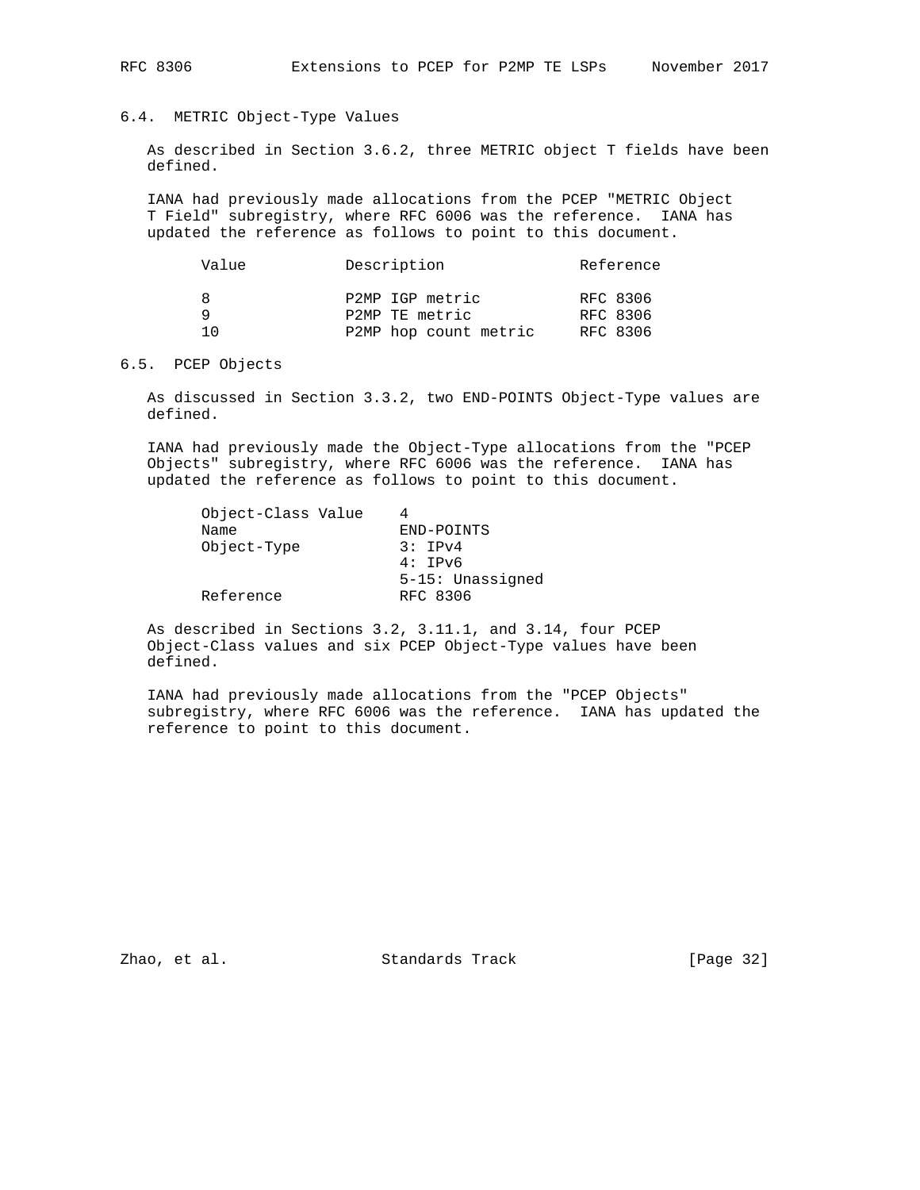### 6.4. METRIC Object-Type Values

As described in Section 3.6.2, three METRIC object T fields have been defined.

IANA had previously made allocations from the PCEP "METRIC Object T Field" subregistry, where RFC 6006 was the reference. IANA has updated the reference as follows to point to this document.

| Value | Description | Reference |
|---|---|---|
| 8 | P2MP IGP metric | RFC 8306 |
| 9 | P2MP TE metric | RFC 8306 |
| 10 | P2MP hop count metric | RFC 8306 |

### 6.5. PCEP Objects

As discussed in Section 3.3.2, two END-POINTS Object-Type values are defined.

IANA had previously made the Object-Type allocations from the "PCEP Objects" subregistry, where RFC 6006 was the reference. IANA has updated the reference as follows to point to this document.

```
Object-Class Value    4
Name                  END-POINTS
Object-Type           3: IPv4
                      4: IPv6
                      5-15: Unassigned
Reference             RFC 8306
```

As described in Sections 3.2, 3.11.1, and 3.14, four PCEP Object-Class values and six PCEP Object-Type values have been defined.

IANA had previously made allocations from the "PCEP Objects" subregistry, where RFC 6006 was the reference. IANA has updated the reference to point to this document.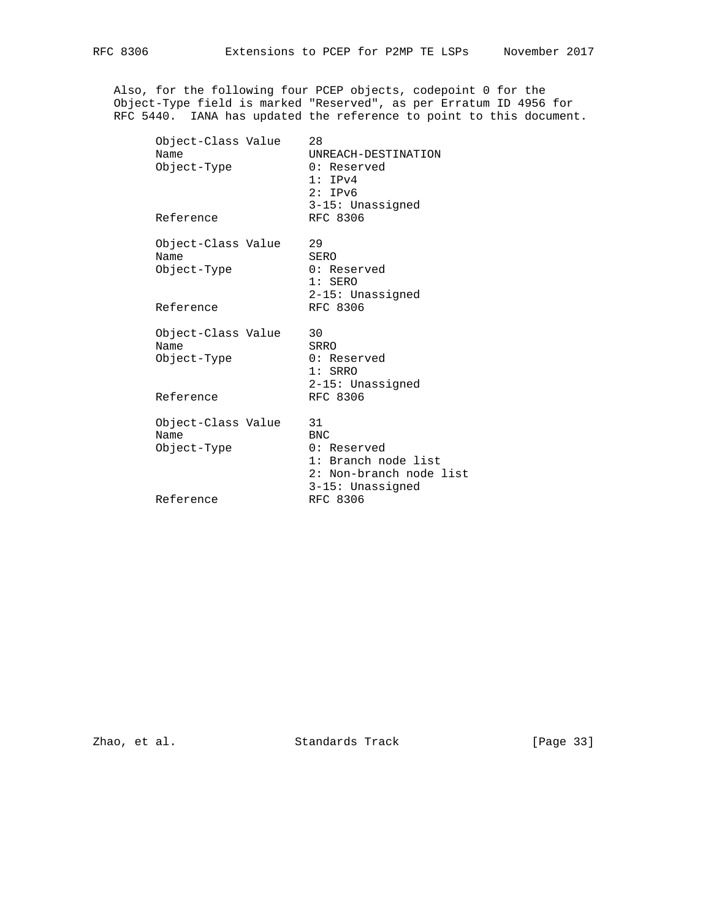Also, for the following four PCEP objects, codepoint 0 for the Object-Type field is marked "Reserved", as per Erratum ID 4956 for RFC 5440. IANA has updated the reference to point to this document.

```
      Object-Class Value    28
      Name                  UNREACH-DESTINATION
      Object-Type           0: Reserved
                            1: IPv4
                            2: IPv6
                            3-15: Unassigned
      Reference             RFC 8306

      Object-Class Value    29
      Name                  SERO
      Object-Type           0: Reserved
                            1: SERO
                            2-15: Unassigned
      Reference             RFC 8306

      Object-Class Value    30
      Name                  SRRO
      Object-Type           0: Reserved
                            1: SRRO
                            2-15: Unassigned
      Reference             RFC 8306

      Object-Class Value    31
      Name                  BNC
      Object-Type           0: Reserved
                            1: Branch node list
                            2: Non-branch node list
                            3-15: Unassigned
      Reference             RFC 8306
```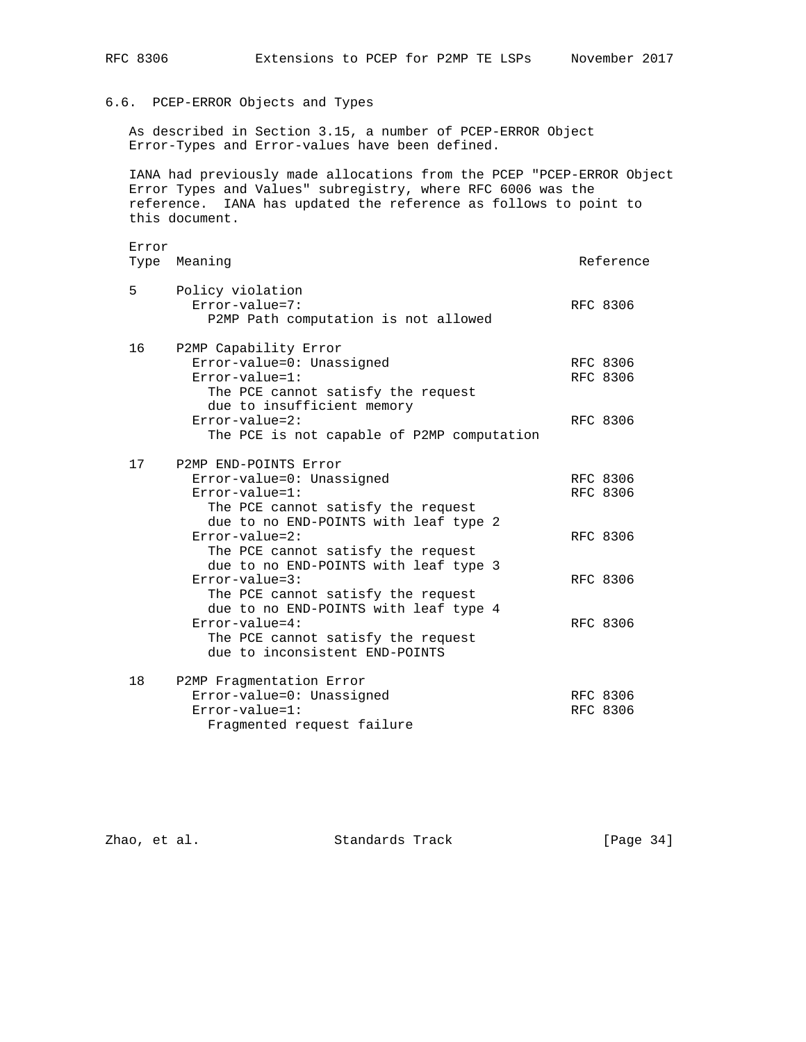## 6.6. PCEP-ERROR Objects and Types

As described in Section 3.15, a number of PCEP-ERROR Object Error-Types and Error-values have been defined.

IANA had previously made allocations from the PCEP "PCEP-ERROR Object Error Types and Values" subregistry, where RFC 6006 was the reference. IANA has updated the reference as follows to point to this document.

```
Error
Type  Meaning                                            Reference

 5    Policy violation
        Error-value=7:                                    RFC 8306
          P2MP Path computation is not allowed

 16   P2MP Capability Error
        Error-value=0: Unassigned                         RFC 8306
        Error-value=1:                                    RFC 8306
          The PCE cannot satisfy the request
          due to insufficient memory
        Error-value=2:                                    RFC 8306
          The PCE is not capable of P2MP computation

 17   P2MP END-POINTS Error
        Error-value=0: Unassigned                         RFC 8306
        Error-value=1:                                    RFC 8306
          The PCE cannot satisfy the request
          due to no END-POINTS with leaf type 2
        Error-value=2:                                    RFC 8306
          The PCE cannot satisfy the request
          due to no END-POINTS with leaf type 3
        Error-value=3:                                    RFC 8306
          The PCE cannot satisfy the request
          due to no END-POINTS with leaf type 4
        Error-value=4:                                    RFC 8306
          The PCE cannot satisfy the request
          due to inconsistent END-POINTS

 18   P2MP Fragmentation Error
        Error-value=0: Unassigned                         RFC 8306
        Error-value=1:                                    RFC 8306
          Fragmented request failure
```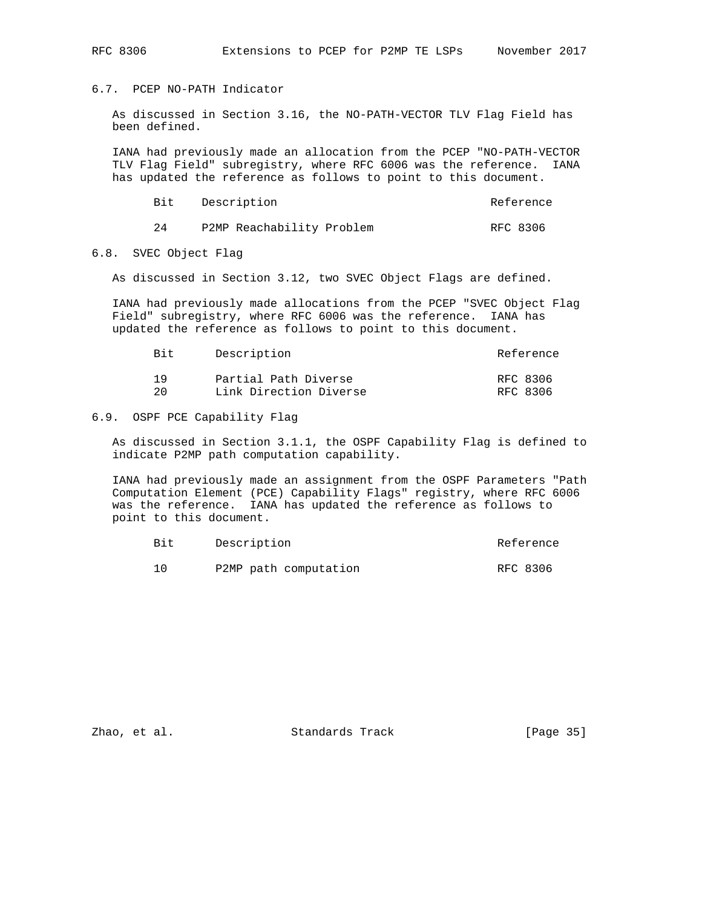### 6.7. PCEP NO-PATH Indicator

As discussed in Section 3.16, the NO-PATH-VECTOR TLV Flag Field has been defined.

IANA had previously made an allocation from the PCEP "NO-PATH-VECTOR TLV Flag Field" subregistry, where RFC 6006 was the reference. IANA has updated the reference as follows to point to this document.

| Bit | Description | Reference |
|---|---|---|
| 24 | P2MP Reachability Problem | RFC 8306 |

### 6.8. SVEC Object Flag

As discussed in Section 3.12, two SVEC Object Flags are defined.

IANA had previously made allocations from the PCEP "SVEC Object Flag Field" subregistry, where RFC 6006 was the reference. IANA has updated the reference as follows to point to this document.

| Bit | Description | Reference |
|---|---|---|
| 19 | Partial Path Diverse | RFC 8306 |
| 20 | Link Direction Diverse | RFC 8306 |

### 6.9. OSPF PCE Capability Flag

As discussed in Section 3.1.1, the OSPF Capability Flag is defined to indicate P2MP path computation capability.

IANA had previously made an assignment from the OSPF Parameters "Path Computation Element (PCE) Capability Flags" registry, where RFC 6006 was the reference. IANA has updated the reference as follows to point to this document.

| Bit | Description | Reference |
|---|---|---|
| 10 | P2MP path computation | RFC 8306 |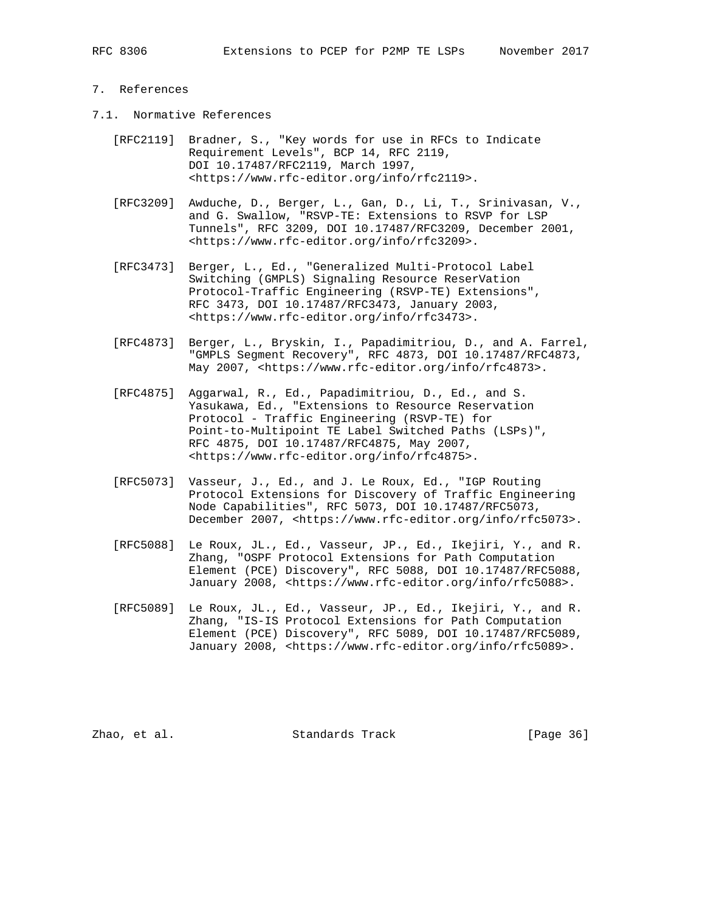# 7. References

## 7.1. Normative References

[RFC2119] Bradner, S., "Key words for use in RFCs to Indicate Requirement Levels", BCP 14, RFC 2119, DOI 10.17487/RFC2119, March 1997, <https://www.rfc-editor.org/info/rfc2119>.

[RFC3209] Awduche, D., Berger, L., Gan, D., Li, T., Srinivasan, V., and G. Swallow, "RSVP-TE: Extensions to RSVP for LSP Tunnels", RFC 3209, DOI 10.17487/RFC3209, December 2001, <https://www.rfc-editor.org/info/rfc3209>.

[RFC3473] Berger, L., Ed., "Generalized Multi-Protocol Label Switching (GMPLS) Signaling Resource ReserVation Protocol-Traffic Engineering (RSVP-TE) Extensions", RFC 3473, DOI 10.17487/RFC3473, January 2003, <https://www.rfc-editor.org/info/rfc3473>.

[RFC4873] Berger, L., Bryskin, I., Papadimitriou, D., and A. Farrel, "GMPLS Segment Recovery", RFC 4873, DOI 10.17487/RFC4873, May 2007, <https://www.rfc-editor.org/info/rfc4873>.

[RFC4875] Aggarwal, R., Ed., Papadimitriou, D., Ed., and S. Yasukawa, Ed., "Extensions to Resource Reservation Protocol - Traffic Engineering (RSVP-TE) for Point-to-Multipoint TE Label Switched Paths (LSPs)", RFC 4875, DOI 10.17487/RFC4875, May 2007, <https://www.rfc-editor.org/info/rfc4875>.

[RFC5073] Vasseur, J., Ed., and J. Le Roux, Ed., "IGP Routing Protocol Extensions for Discovery of Traffic Engineering Node Capabilities", RFC 5073, DOI 10.17487/RFC5073, December 2007, <https://www.rfc-editor.org/info/rfc5073>.

[RFC5088] Le Roux, JL., Ed., Vasseur, JP., Ed., Ikejiri, Y., and R. Zhang, "OSPF Protocol Extensions for Path Computation Element (PCE) Discovery", RFC 5088, DOI 10.17487/RFC5088, January 2008, <https://www.rfc-editor.org/info/rfc5088>.

[RFC5089] Le Roux, JL., Ed., Vasseur, JP., Ed., Ikejiri, Y., and R. Zhang, "IS-IS Protocol Extensions for Path Computation Element (PCE) Discovery", RFC 5089, DOI 10.17487/RFC5089, January 2008, <https://www.rfc-editor.org/info/rfc5089>.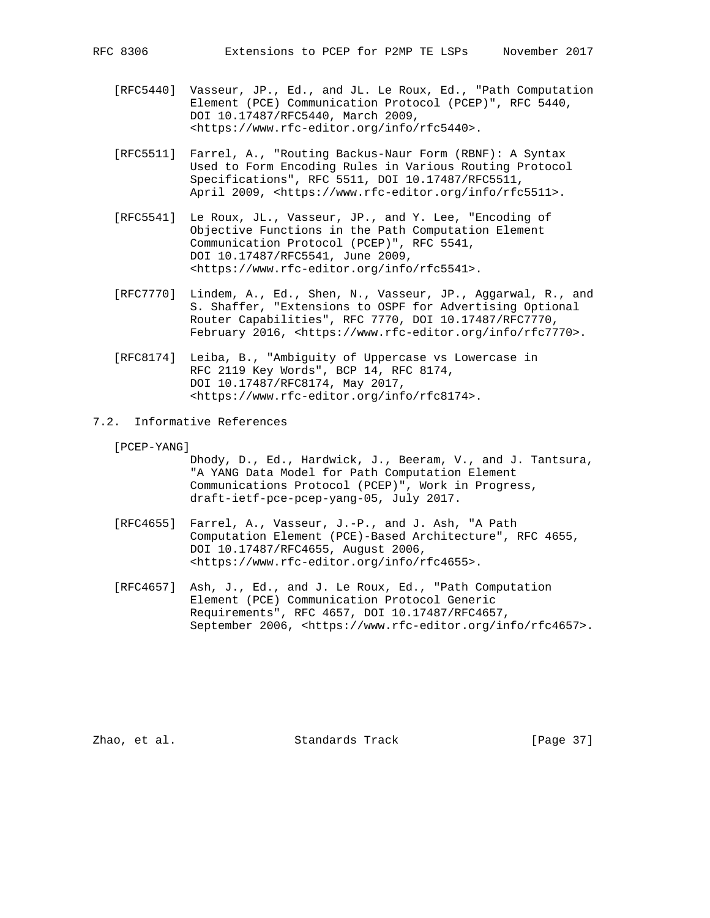[RFC5440] Vasseur, JP., Ed., and JL. Le Roux, Ed., "Path Computation Element (PCE) Communication Protocol (PCEP)", RFC 5440, DOI 10.17487/RFC5440, March 2009, <https://www.rfc-editor.org/info/rfc5440>.

[RFC5511] Farrel, A., "Routing Backus-Naur Form (RBNF): A Syntax Used to Form Encoding Rules in Various Routing Protocol Specifications", RFC 5511, DOI 10.17487/RFC5511, April 2009, <https://www.rfc-editor.org/info/rfc5511>.

[RFC5541] Le Roux, JL., Vasseur, JP., and Y. Lee, "Encoding of Objective Functions in the Path Computation Element Communication Protocol (PCEP)", RFC 5541, DOI 10.17487/RFC5541, June 2009, <https://www.rfc-editor.org/info/rfc5541>.

[RFC7770] Lindem, A., Ed., Shen, N., Vasseur, JP., Aggarwal, R., and S. Shaffer, "Extensions to OSPF for Advertising Optional Router Capabilities", RFC 7770, DOI 10.17487/RFC7770, February 2016, <https://www.rfc-editor.org/info/rfc7770>.

[RFC8174] Leiba, B., "Ambiguity of Uppercase vs Lowercase in RFC 2119 Key Words", BCP 14, RFC 8174, DOI 10.17487/RFC8174, May 2017, <https://www.rfc-editor.org/info/rfc8174>.

## 7.2. Informative References

[PCEP-YANG] Dhody, D., Ed., Hardwick, J., Beeram, V., and J. Tantsura, "A YANG Data Model for Path Computation Element Communications Protocol (PCEP)", Work in Progress, draft-ietf-pce-pcep-yang-05, July 2017.

[RFC4655] Farrel, A., Vasseur, J.-P., and J. Ash, "A Path Computation Element (PCE)-Based Architecture", RFC 4655, DOI 10.17487/RFC4655, August 2006, <https://www.rfc-editor.org/info/rfc4655>.

[RFC4657] Ash, J., Ed., and J. Le Roux, Ed., "Path Computation Element (PCE) Communication Protocol Generic Requirements", RFC 4657, DOI 10.17487/RFC4657, September 2006, <https://www.rfc-editor.org/info/rfc4657>.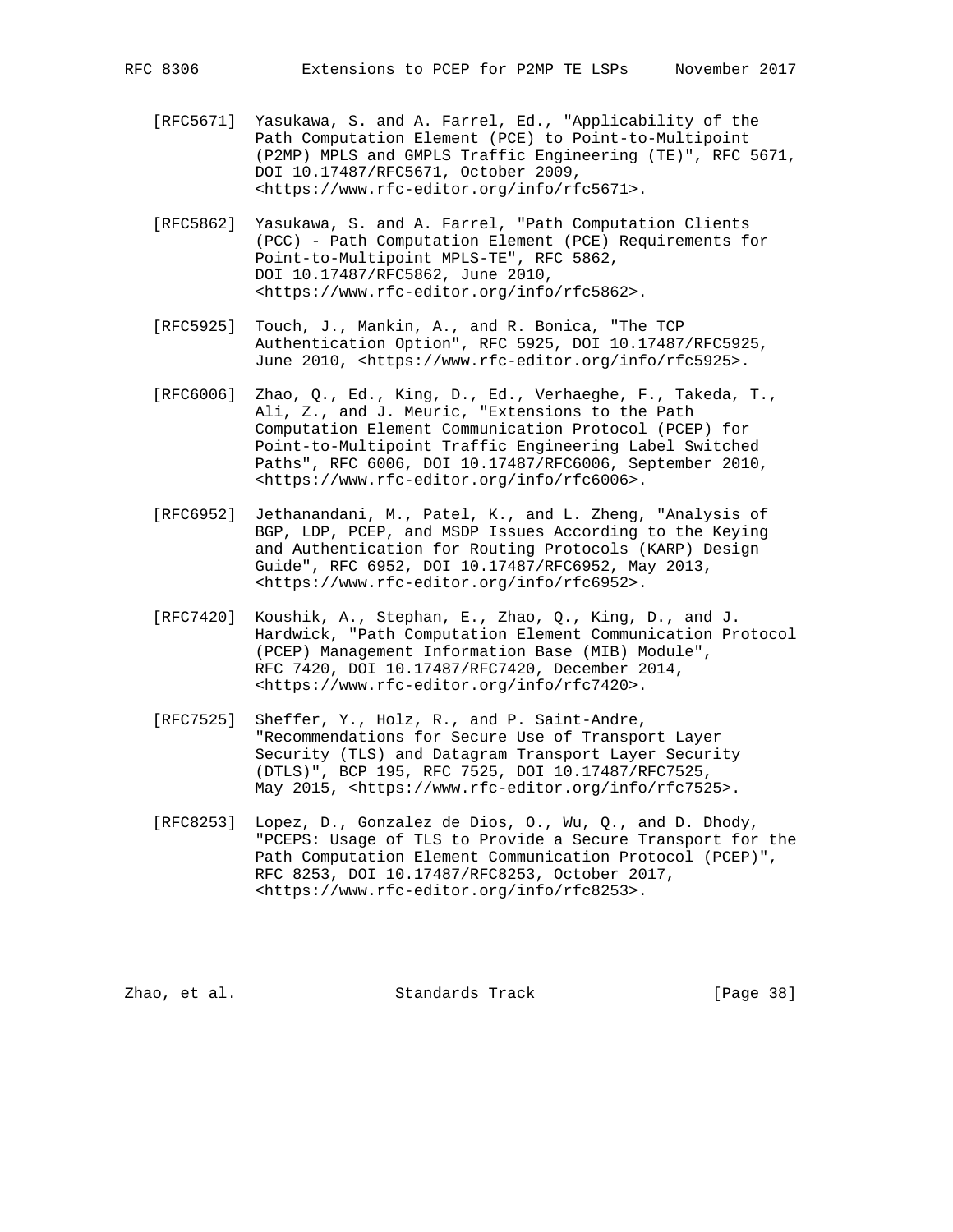[RFC5671] Yasukawa, S. and A. Farrel, Ed., "Applicability of the Path Computation Element (PCE) to Point-to-Multipoint (P2MP) MPLS and GMPLS Traffic Engineering (TE)", RFC 5671, DOI 10.17487/RFC5671, October 2009, <https://www.rfc-editor.org/info/rfc5671>.

[RFC5862] Yasukawa, S. and A. Farrel, "Path Computation Clients (PCC) - Path Computation Element (PCE) Requirements for Point-to-Multipoint MPLS-TE", RFC 5862, DOI 10.17487/RFC5862, June 2010, <https://www.rfc-editor.org/info/rfc5862>.

[RFC5925] Touch, J., Mankin, A., and R. Bonica, "The TCP Authentication Option", RFC 5925, DOI 10.17487/RFC5925, June 2010, <https://www.rfc-editor.org/info/rfc5925>.

[RFC6006] Zhao, Q., Ed., King, D., Ed., Verhaeghe, F., Takeda, T., Ali, Z., and J. Meuric, "Extensions to the Path Computation Element Communication Protocol (PCEP) for Point-to-Multipoint Traffic Engineering Label Switched Paths", RFC 6006, DOI 10.17487/RFC6006, September 2010, <https://www.rfc-editor.org/info/rfc6006>.

[RFC6952] Jethanandani, M., Patel, K., and L. Zheng, "Analysis of BGP, LDP, PCEP, and MSDP Issues According to the Keying and Authentication for Routing Protocols (KARP) Design Guide", RFC 6952, DOI 10.17487/RFC6952, May 2013, <https://www.rfc-editor.org/info/rfc6952>.

[RFC7420] Koushik, A., Stephan, E., Zhao, Q., King, D., and J. Hardwick, "Path Computation Element Communication Protocol (PCEP) Management Information Base (MIB) Module", RFC 7420, DOI 10.17487/RFC7420, December 2014, <https://www.rfc-editor.org/info/rfc7420>.

[RFC7525] Sheffer, Y., Holz, R., and P. Saint-Andre, "Recommendations for Secure Use of Transport Layer Security (TLS) and Datagram Transport Layer Security (DTLS)", BCP 195, RFC 7525, DOI 10.17487/RFC7525, May 2015, <https://www.rfc-editor.org/info/rfc7525>.

[RFC8253] Lopez, D., Gonzalez de Dios, O., Wu, Q., and D. Dhody, "PCEPS: Usage of TLS to Provide a Secure Transport for the Path Computation Element Communication Protocol (PCEP)", RFC 8253, DOI 10.17487/RFC8253, October 2017, <https://www.rfc-editor.org/info/rfc8253>.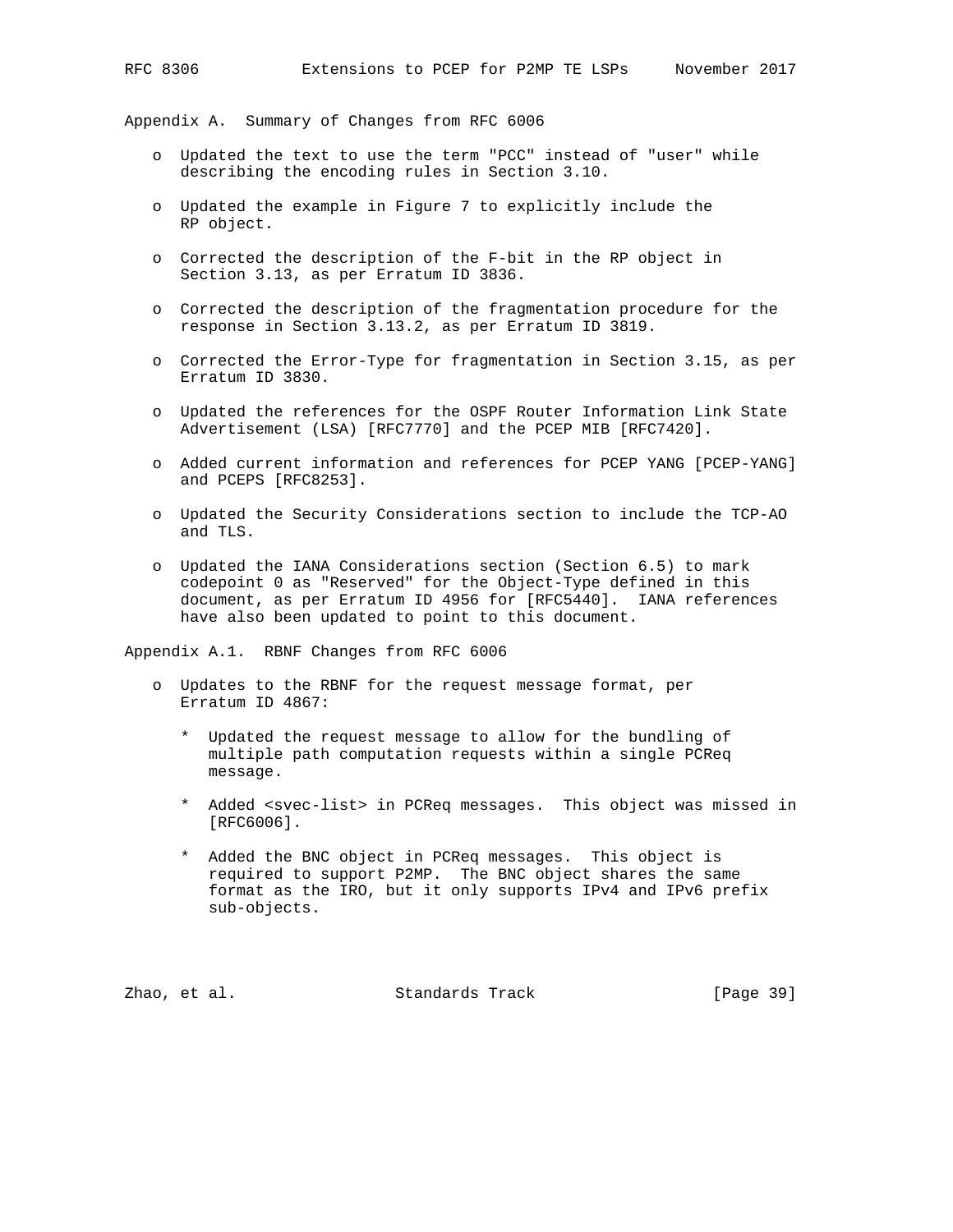## Appendix A. Summary of Changes from RFC 6006

- Updated the text to use the term "PCC" instead of "user" while describing the encoding rules in Section 3.10.
- Updated the example in Figure 7 to explicitly include the RP object.
- Corrected the description of the F-bit in the RP object in Section 3.13, as per Erratum ID 3836.
- Corrected the description of the fragmentation procedure for the response in Section 3.13.2, as per Erratum ID 3819.
- Corrected the Error-Type for fragmentation in Section 3.15, as per Erratum ID 3830.
- Updated the references for the OSPF Router Information Link State Advertisement (LSA) [RFC7770] and the PCEP MIB [RFC7420].
- Added current information and references for PCEP YANG [PCEP-YANG] and PCEPS [RFC8253].
- Updated the Security Considerations section to include the TCP-AO and TLS.
- Updated the IANA Considerations section (Section 6.5) to mark codepoint 0 as "Reserved" for the Object-Type defined in this document, as per Erratum ID 4956 for [RFC5440]. IANA references have also been updated to point to this document.

### Appendix A.1. RBNF Changes from RFC 6006

- Updates to the RBNF for the request message format, per Erratum ID 4867:
  - Updated the request message to allow for the bundling of multiple path computation requests within a single PCReq message.
  - Added <svec-list> in PCReq messages. This object was missed in [RFC6006].
  - Added the BNC object in PCReq messages. This object is required to support P2MP. The BNC object shares the same format as the IRO, but it only supports IPv4 and IPv6 prefix sub-objects.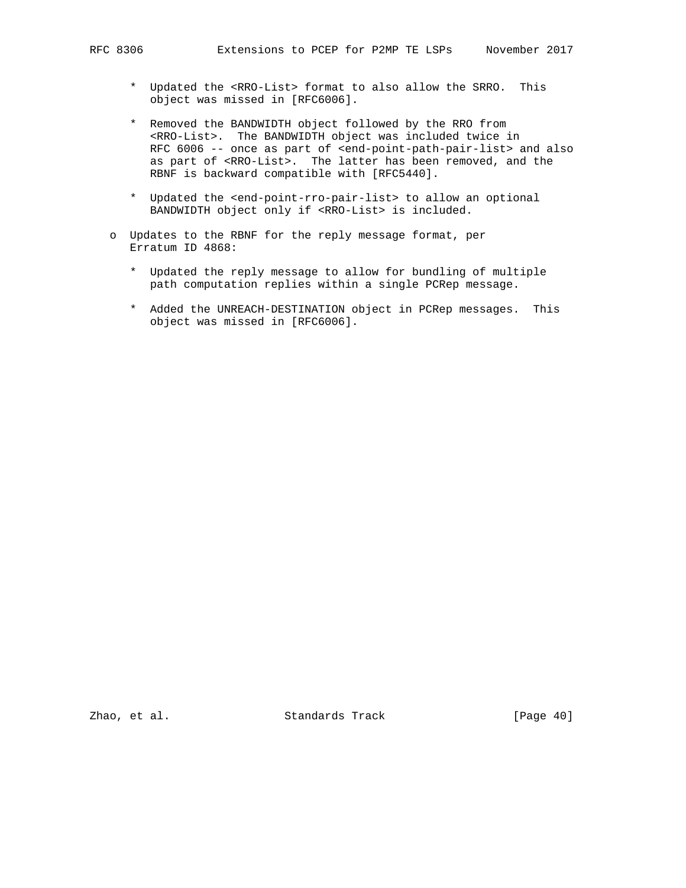* Updated the <RRO-List> format to also allow the SRRO. This object was missed in [RFC6006].

   * Removed the BANDWIDTH object followed by the RRO from <RRO-List>. The BANDWIDTH object was included twice in RFC 6006 -- once as part of <end-point-path-pair-list> and also as part of <RRO-List>. The latter has been removed, and the RBNF is backward compatible with [RFC5440].

   * Updated the <end-point-rro-pair-list> to allow an optional BANDWIDTH object only if <RRO-List> is included.

- Updates to the RBNF for the reply message format, per Erratum ID 4868:

   * Updated the reply message to allow for bundling of multiple path computation replies within a single PCRep message.

   * Added the UNREACH-DESTINATION object in PCRep messages. This object was missed in [RFC6006].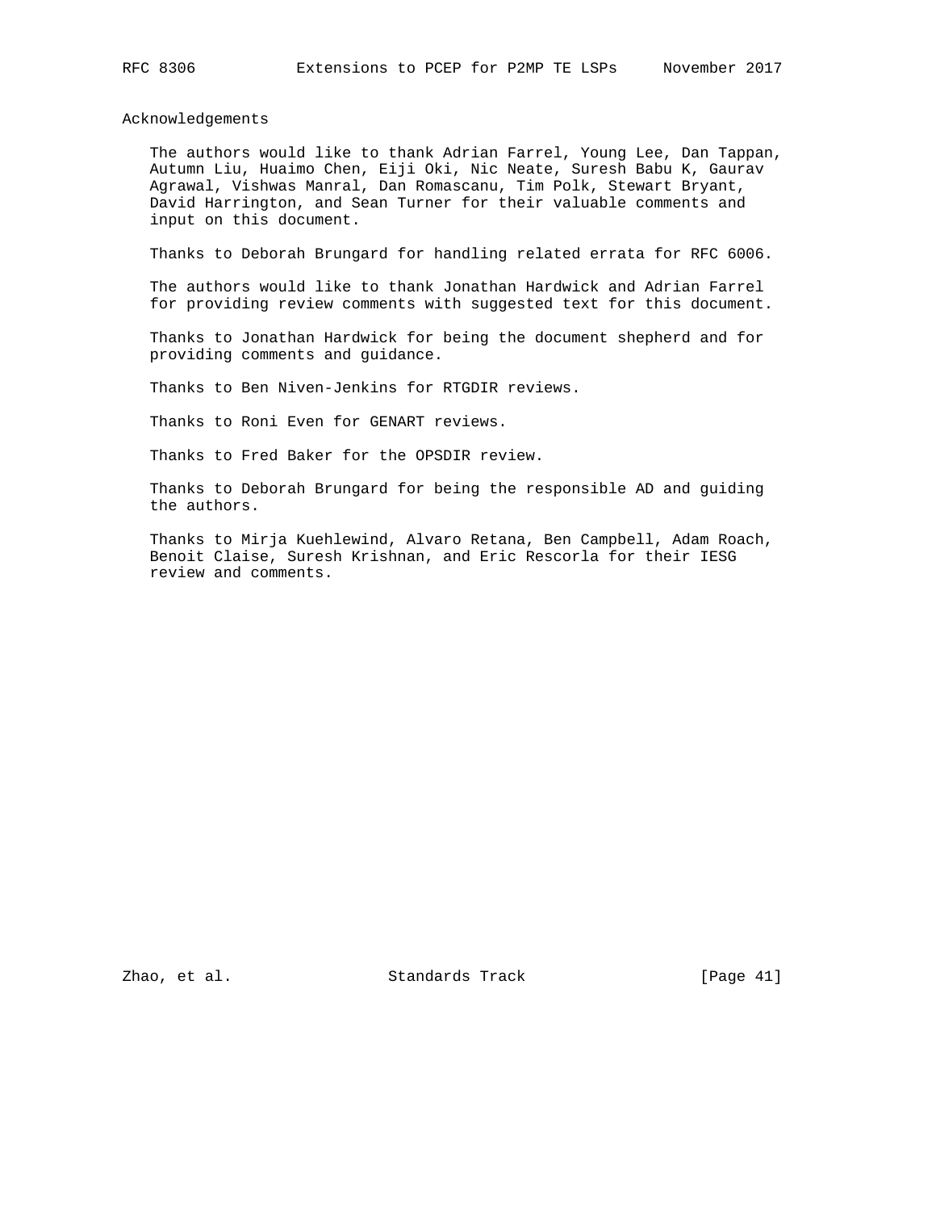## Acknowledgements

The authors would like to thank Adrian Farrel, Young Lee, Dan Tappan, Autumn Liu, Huaimo Chen, Eiji Oki, Nic Neate, Suresh Babu K, Gaurav Agrawal, Vishwas Manral, Dan Romascanu, Tim Polk, Stewart Bryant, David Harrington, and Sean Turner for their valuable comments and input on this document.

Thanks to Deborah Brungard for handling related errata for RFC 6006.

The authors would like to thank Jonathan Hardwick and Adrian Farrel for providing review comments with suggested text for this document.

Thanks to Jonathan Hardwick for being the document shepherd and for providing comments and guidance.

Thanks to Ben Niven-Jenkins for RTGDIR reviews.

Thanks to Roni Even for GENART reviews.

Thanks to Fred Baker for the OPSDIR review.

Thanks to Deborah Brungard for being the responsible AD and guiding the authors.

Thanks to Mirja Kuehlewind, Alvaro Retana, Ben Campbell, Adam Roach, Benoit Claise, Suresh Krishnan, and Eric Rescorla for their IESG review and comments.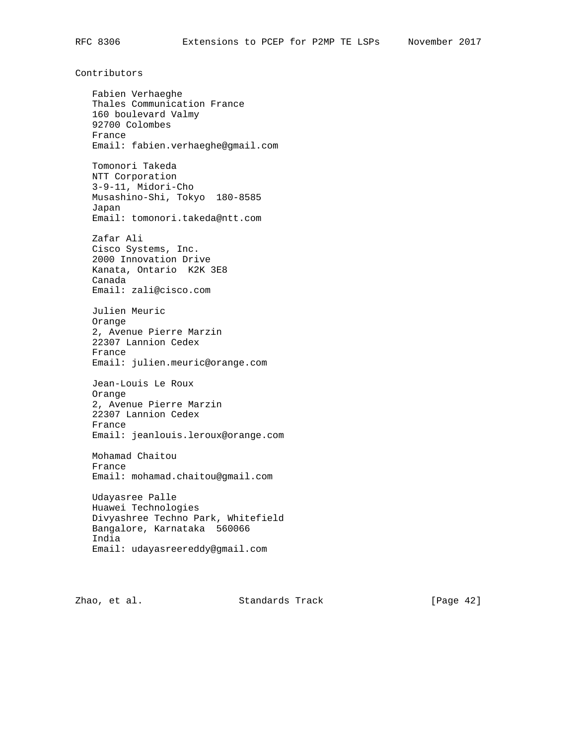## Contributors

Fabien Verhaeghe
Thales Communication France
160 boulevard Valmy
92700 Colombes
France
Email: fabien.verhaeghe@gmail.com

Tomonori Takeda
NTT Corporation
3-9-11, Midori-Cho
Musashino-Shi, Tokyo  180-8585
Japan
Email: tomonori.takeda@ntt.com

Zafar Ali
Cisco Systems, Inc.
2000 Innovation Drive
Kanata, Ontario  K2K 3E8
Canada
Email: zali@cisco.com

Julien Meuric
Orange
2, Avenue Pierre Marzin
22307 Lannion Cedex
France
Email: julien.meuric@orange.com

Jean-Louis Le Roux
Orange
2, Avenue Pierre Marzin
22307 Lannion Cedex
France
Email: jeanlouis.leroux@orange.com

Mohamad Chaitou
France
Email: mohamad.chaitou@gmail.com

Udayasree Palle
Huawei Technologies
Divyashree Techno Park, Whitefield
Bangalore, Karnataka  560066
India
Email: udayasreereddy@gmail.com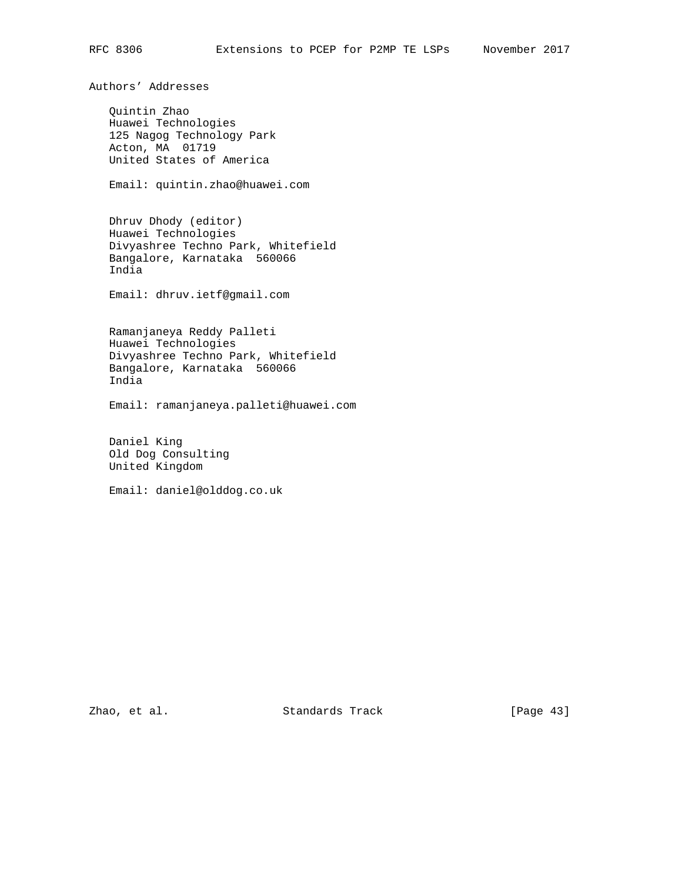## Authors' Addresses

Quintin Zhao
Huawei Technologies
125 Nagog Technology Park
Acton, MA 01719
United States of America

Email: quintin.zhao@huawei.com

Dhruv Dhody (editor)
Huawei Technologies
Divyashree Techno Park, Whitefield
Bangalore, Karnataka 560066
India

Email: dhruv.ietf@gmail.com

Ramanjaneya Reddy Palleti
Huawei Technologies
Divyashree Techno Park, Whitefield
Bangalore, Karnataka 560066
India

Email: ramanjaneya.palleti@huawei.com

Daniel King
Old Dog Consulting
United Kingdom

Email: daniel@olddog.co.uk